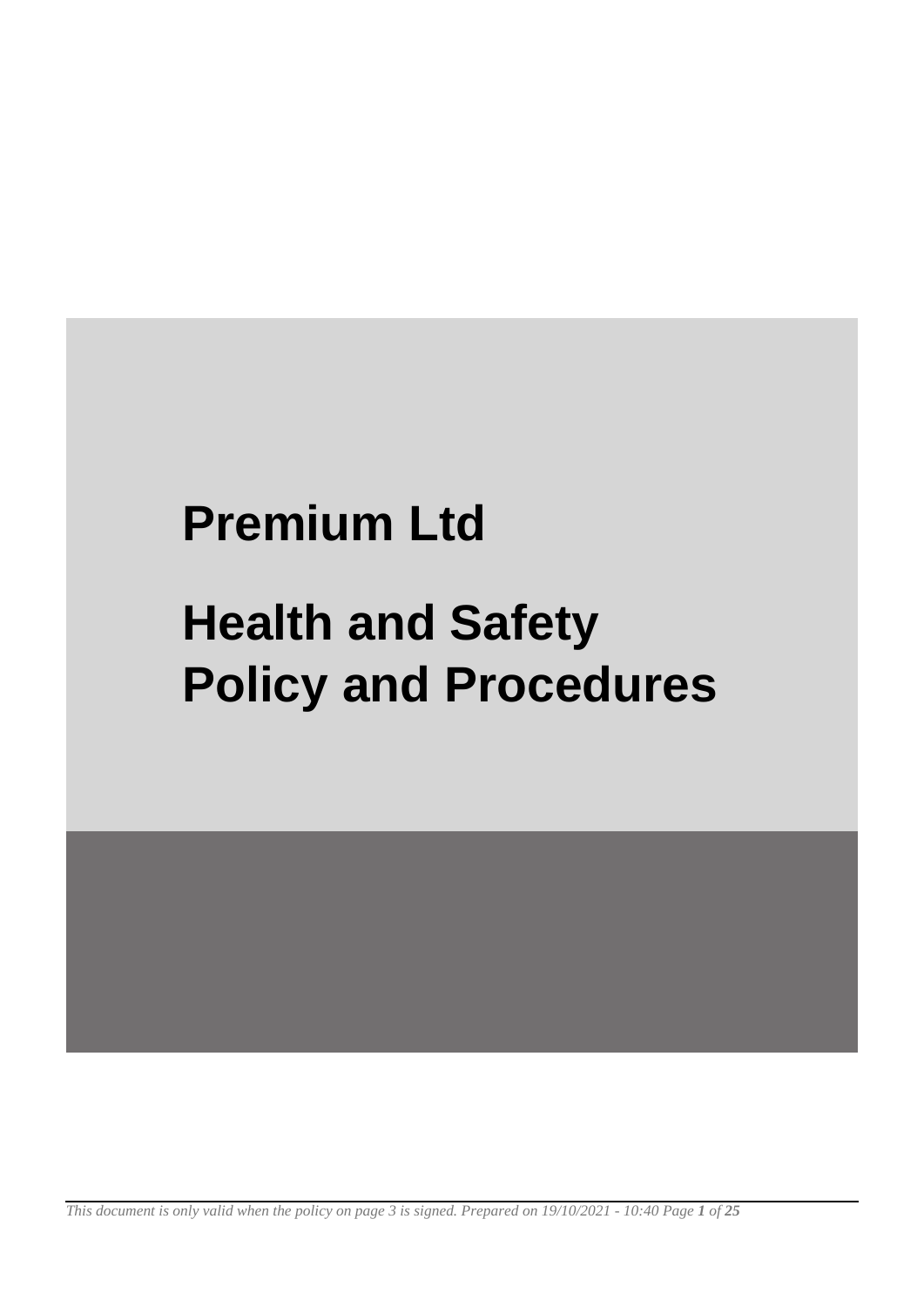# Premium Ltd

# Health and Safety Policy and Procedures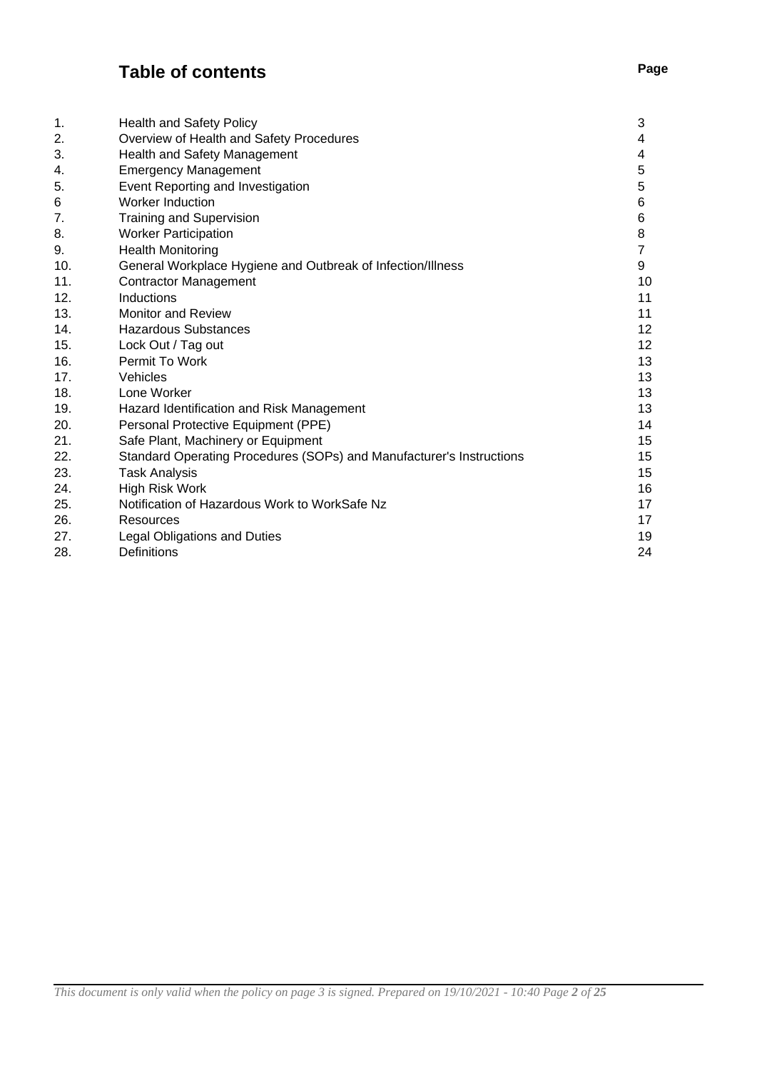# Table of contents

| | | Page |
|---|---|---|
| 1. | Health and Safety Policy | 3 |
| 2. | Overview of Health and Safety Procedures | 4 |
| 3. | Health and Safety Management | 4 |
| 4. | Emergency Management | 5 |
| 5. | Event Reporting and Investigation | 5 |
| 6 | Worker Induction | 6 |
| 7. | Training and Supervision | 6 |
| 8. | Worker Participation | 8 |
| 9. | Health Monitoring | 7 |
| 10. | General Workplace Hygiene and Outbreak of Infection/Illness | 9 |
| 11. | Contractor Management | 10 |
| 12. | Inductions | 11 |
| 13. | Monitor and Review | 11 |
| 14. | Hazardous Substances | 12 |
| 15. | Lock Out / Tag out | 12 |
| 16. | Permit To Work | 13 |
| 17. | Vehicles | 13 |
| 18. | Lone Worker | 13 |
| 19. | Hazard Identification and Risk Management | 13 |
| 20. | Personal Protective Equipment (PPE) | 14 |
| 21. | Safe Plant, Machinery or Equipment | 15 |
| 22. | Standard Operating Procedures (SOPs) and Manufacturer's Instructions | 15 |
| 23. | Task Analysis | 15 |
| 24. | High Risk Work | 16 |
| 25. | Notification of Hazardous Work to WorkSafe Nz | 17 |
| 26. | Resources | 17 |
| 27. | Legal Obligations and Duties | 19 |
| 28. | Definitions | 24 |

*This document is only valid when the policy on page 3 is signed. Prepared on 19/10/2021 - 10:40*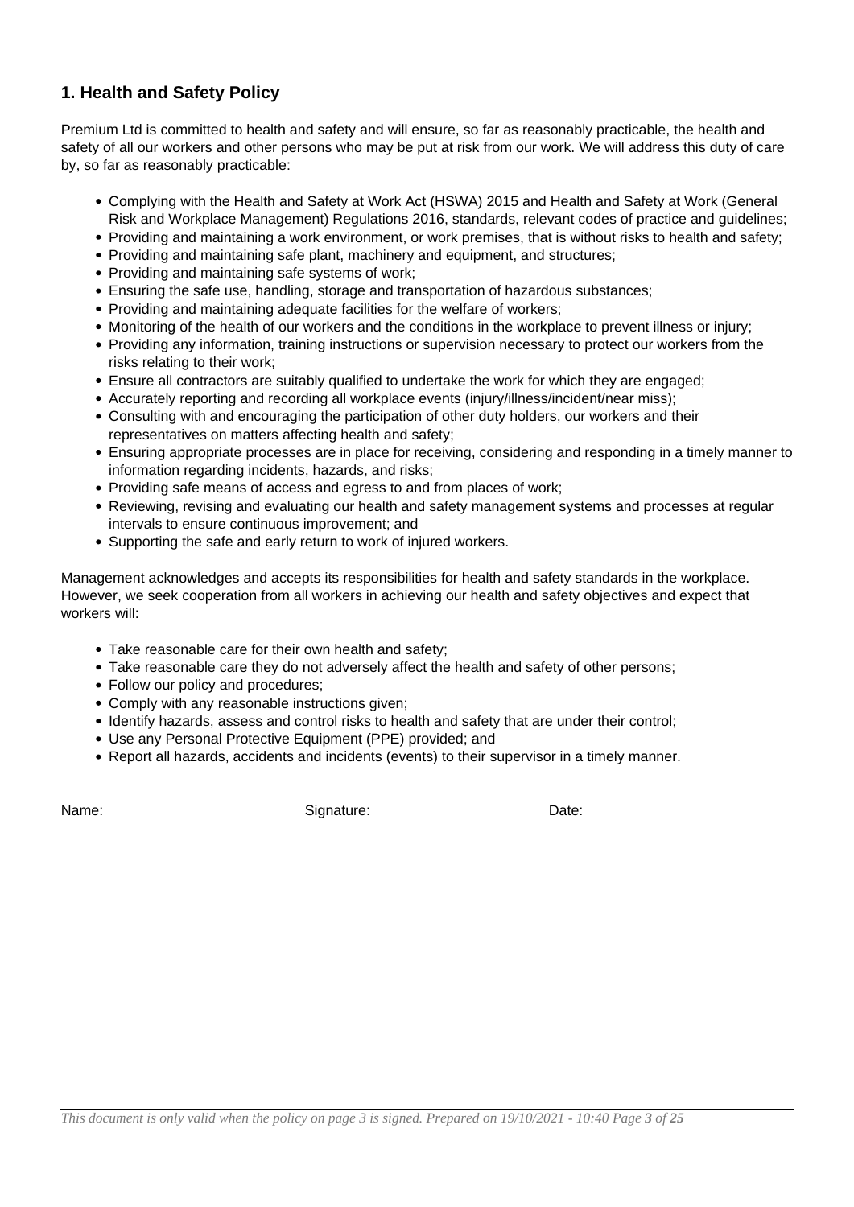## 1. Health and Safety Policy

Premium Ltd is committed to health and safety and will ensure, so far as reasonably practicable, the health and safety of all our workers and other persons who may be put at risk from our work. We will address this duty of care by, so far as reasonably practicable:

- Complying with the Health and Safety at Work Act (HSWA) 2015 and Health and Safety at Work (General Risk and Workplace Management) Regulations 2016, standards, relevant codes of practice and guidelines;
- Providing and maintaining a work environment, or work premises, that is without risks to health and safety;
- Providing and maintaining safe plant, machinery and equipment, and structures;
- Providing and maintaining safe systems of work;
- Ensuring the safe use, handling, storage and transportation of hazardous substances;
- Providing and maintaining adequate facilities for the welfare of workers;
- Monitoring of the health of our workers and the conditions in the workplace to prevent illness or injury;
- Providing any information, training instructions or supervision necessary to protect our workers from the risks relating to their work;
- Ensure all contractors are suitably qualified to undertake the work for which they are engaged;
- Accurately reporting and recording all workplace events (injury/illness/incident/near miss);
- Consulting with and encouraging the participation of other duty holders, our workers and their representatives on matters affecting health and safety;
- Ensuring appropriate processes are in place for receiving, considering and responding in a timely manner to information regarding incidents, hazards, and risks;
- Providing safe means of access and egress to and from places of work;
- Reviewing, revising and evaluating our health and safety management systems and processes at regular intervals to ensure continuous improvement; and
- Supporting the safe and early return to work of injured workers.

Management acknowledges and accepts its responsibilities for health and safety standards in the workplace. However, we seek cooperation from all workers in achieving our health and safety objectives and expect that workers will:

- Take reasonable care for their own health and safety;
- Take reasonable care they do not adversely affect the health and safety of other persons;
- Follow our policy and procedures;
- Comply with any reasonable instructions given;
- Identify hazards, assess and control risks to health and safety that are under their control;
- Use any Personal Protective Equipment (PPE) provided; and
- Report all hazards, accidents and incidents (events) to their supervisor in a timely manner.

Name: Signature: Date: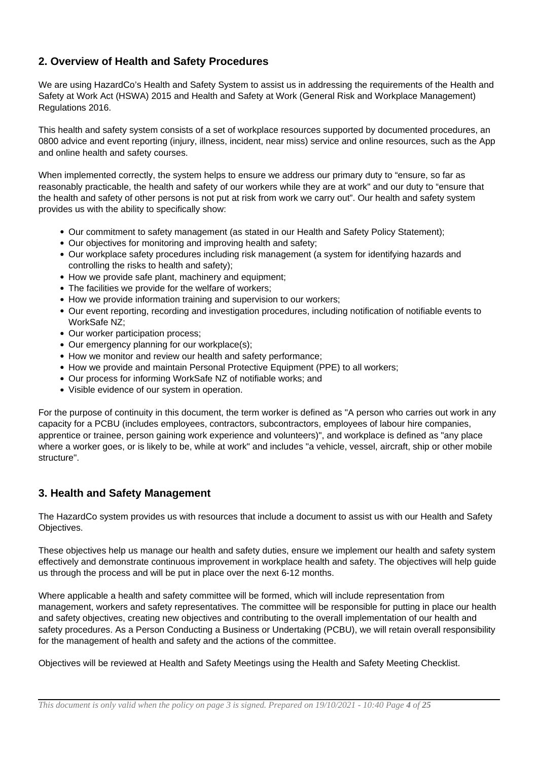## 2. Overview of Health and Safety Procedures

We are using HazardCo's Health and Safety System to assist us in addressing the requirements of the Health and Safety at Work Act (HSWA) 2015 and Health and Safety at Work (General Risk and Workplace Management) Regulations 2016.

This health and safety system consists of a set of workplace resources supported by documented procedures, an 0800 advice and event reporting (injury, illness, incident, near miss) service and online resources, such as the App and online health and safety courses.

When implemented correctly, the system helps to ensure we address our primary duty to "ensure, so far as reasonably practicable, the health and safety of our workers while they are at work" and our duty to "ensure that the health and safety of other persons is not put at risk from work we carry out". Our health and safety system provides us with the ability to specifically show:

- Our commitment to safety management (as stated in our Health and Safety Policy Statement);
- Our objectives for monitoring and improving health and safety;
- Our workplace safety procedures including risk management (a system for identifying hazards and controlling the risks to health and safety);
- How we provide safe plant, machinery and equipment;
- The facilities we provide for the welfare of workers;
- How we provide information training and supervision to our workers;
- Our event reporting, recording and investigation procedures, including notification of notifiable events to WorkSafe NZ;
- Our worker participation process;
- Our emergency planning for our workplace(s);
- How we monitor and review our health and safety performance;
- How we provide and maintain Personal Protective Equipment (PPE) to all workers;
- Our process for informing WorkSafe NZ of notifiable works; and
- Visible evidence of our system in operation.

For the purpose of continuity in this document, the term worker is defined as "A person who carries out work in any capacity for a PCBU (includes employees, contractors, subcontractors, employees of labour hire companies, apprentice or trainee, person gaining work experience and volunteers)", and workplace is defined as "any place where a worker goes, or is likely to be, while at work" and includes "a vehicle, vessel, aircraft, ship or other mobile structure".

## 3. Health and Safety Management

The HazardCo system provides us with resources that include a document to assist us with our Health and Safety Objectives.

These objectives help us manage our health and safety duties, ensure we implement our health and safety system effectively and demonstrate continuous improvement in workplace health and safety. The objectives will help guide us through the process and will be put in place over the next 6-12 months.

Where applicable a health and safety committee will be formed, which will include representation from management, workers and safety representatives. The committee will be responsible for putting in place our health and safety objectives, creating new objectives and contributing to the overall implementation of our health and safety procedures. As a Person Conducting a Business or Undertaking (PCBU), we will retain overall responsibility for the management of health and safety and the actions of the committee.

Objectives will be reviewed at Health and Safety Meetings using the Health and Safety Meeting Checklist.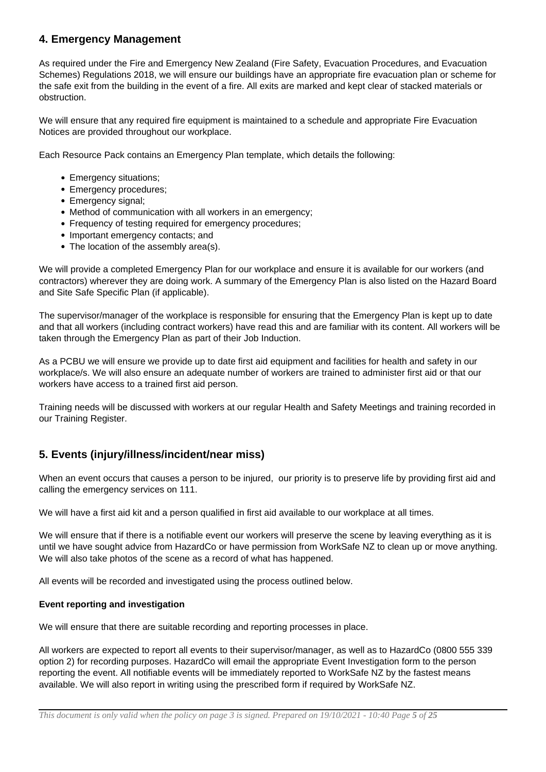## 4. Emergency Management

As required under the Fire and Emergency New Zealand (Fire Safety, Evacuation Procedures, and Evacuation Schemes) Regulations 2018, we will ensure our buildings have an appropriate fire evacuation plan or scheme for the safe exit from the building in the event of a fire. All exits are marked and kept clear of stacked materials or obstruction.

We will ensure that any required fire equipment is maintained to a schedule and appropriate Fire Evacuation Notices are provided throughout our workplace.

Each Resource Pack contains an Emergency Plan template, which details the following:

- Emergency situations;
- Emergency procedures;
- Emergency signal;
- Method of communication with all workers in an emergency;
- Frequency of testing required for emergency procedures;
- Important emergency contacts; and
- The location of the assembly area(s).

We will provide a completed Emergency Plan for our workplace and ensure it is available for our workers (and contractors) wherever they are doing work. A summary of the Emergency Plan is also listed on the Hazard Board and Site Safe Specific Plan (if applicable).

The supervisor/manager of the workplace is responsible for ensuring that the Emergency Plan is kept up to date and that all workers (including contract workers) have read this and are familiar with its content. All workers will be taken through the Emergency Plan as part of their Job Induction.

As a PCBU we will ensure we provide up to date first aid equipment and facilities for health and safety in our workplace/s. We will also ensure an adequate number of workers are trained to administer first aid or that our workers have access to a trained first aid person.

Training needs will be discussed with workers at our regular Health and Safety Meetings and training recorded in our Training Register.

## 5. Events (injury/illness/incident/near miss)

When an event occurs that causes a person to be injured, our priority is to preserve life by providing first aid and calling the emergency services on 111.

We will have a first aid kit and a person qualified in first aid available to our workplace at all times.

We will ensure that if there is a notifiable event our workers will preserve the scene by leaving everything as it is until we have sought advice from HazardCo or have permission from WorkSafe NZ to clean up or move anything. We will also take photos of the scene as a record of what has happened.

All events will be recorded and investigated using the process outlined below.

**Event reporting and investigation**

We will ensure that there are suitable recording and reporting processes in place.

All workers are expected to report all events to their supervisor/manager, as well as to HazardCo (0800 555 339 option 2) for recording purposes. HazardCo will email the appropriate Event Investigation form to the person reporting the event. All notifiable events will be immediately reported to WorkSafe NZ by the fastest means available. We will also report in writing using the prescribed form if required by WorkSafe NZ.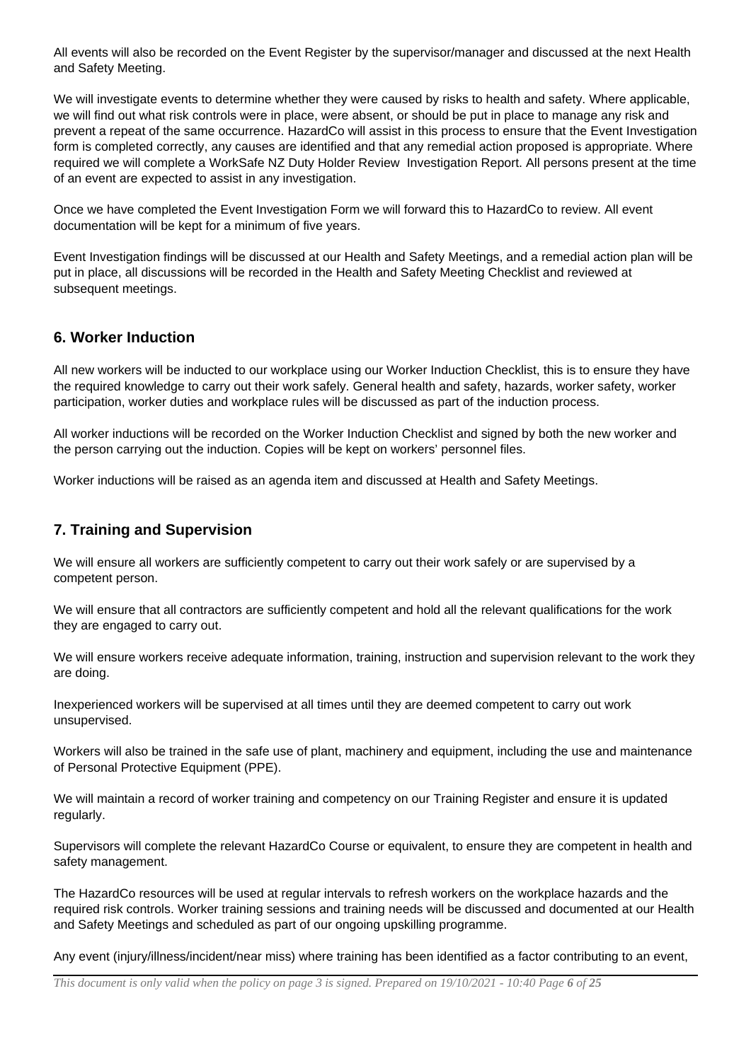All events will also be recorded on the Event Register by the supervisor/manager and discussed at the next Health and Safety Meeting.

We will investigate events to determine whether they were caused by risks to health and safety. Where applicable, we will find out what risk controls were in place, were absent, or should be put in place to manage any risk and prevent a repeat of the same occurrence. HazardCo will assist in this process to ensure that the Event Investigation form is completed correctly, any causes are identified and that any remedial action proposed is appropriate. Where required we will complete a WorkSafe NZ Duty Holder Review Investigation Report. All persons present at the time of an event are expected to assist in any investigation.

Once we have completed the Event Investigation Form we will forward this to HazardCo to review. All event documentation will be kept for a minimum of five years.

Event Investigation findings will be discussed at our Health and Safety Meetings, and a remedial action plan will be put in place, all discussions will be recorded in the Health and Safety Meeting Checklist and reviewed at subsequent meetings.

## 6. Worker Induction

All new workers will be inducted to our workplace using our Worker Induction Checklist, this is to ensure they have the required knowledge to carry out their work safely. General health and safety, hazards, worker safety, worker participation, worker duties and workplace rules will be discussed as part of the induction process.

All worker inductions will be recorded on the Worker Induction Checklist and signed by both the new worker and the person carrying out the induction. Copies will be kept on workers' personnel files.

Worker inductions will be raised as an agenda item and discussed at Health and Safety Meetings.

## 7. Training and Supervision

We will ensure all workers are sufficiently competent to carry out their work safely or are supervised by a competent person.

We will ensure that all contractors are sufficiently competent and hold all the relevant qualifications for the work they are engaged to carry out.

We will ensure workers receive adequate information, training, instruction and supervision relevant to the work they are doing.

Inexperienced workers will be supervised at all times until they are deemed competent to carry out work unsupervised.

Workers will also be trained in the safe use of plant, machinery and equipment, including the use and maintenance of Personal Protective Equipment (PPE).

We will maintain a record of worker training and competency on our Training Register and ensure it is updated regularly.

Supervisors will complete the relevant HazardCo Course or equivalent, to ensure they are competent in health and safety management.

The HazardCo resources will be used at regular intervals to refresh workers on the workplace hazards and the required risk controls. Worker training sessions and training needs will be discussed and documented at our Health and Safety Meetings and scheduled as part of our ongoing upskilling programme.

Any event (injury/illness/incident/near miss) where training has been identified as a factor contributing to an event,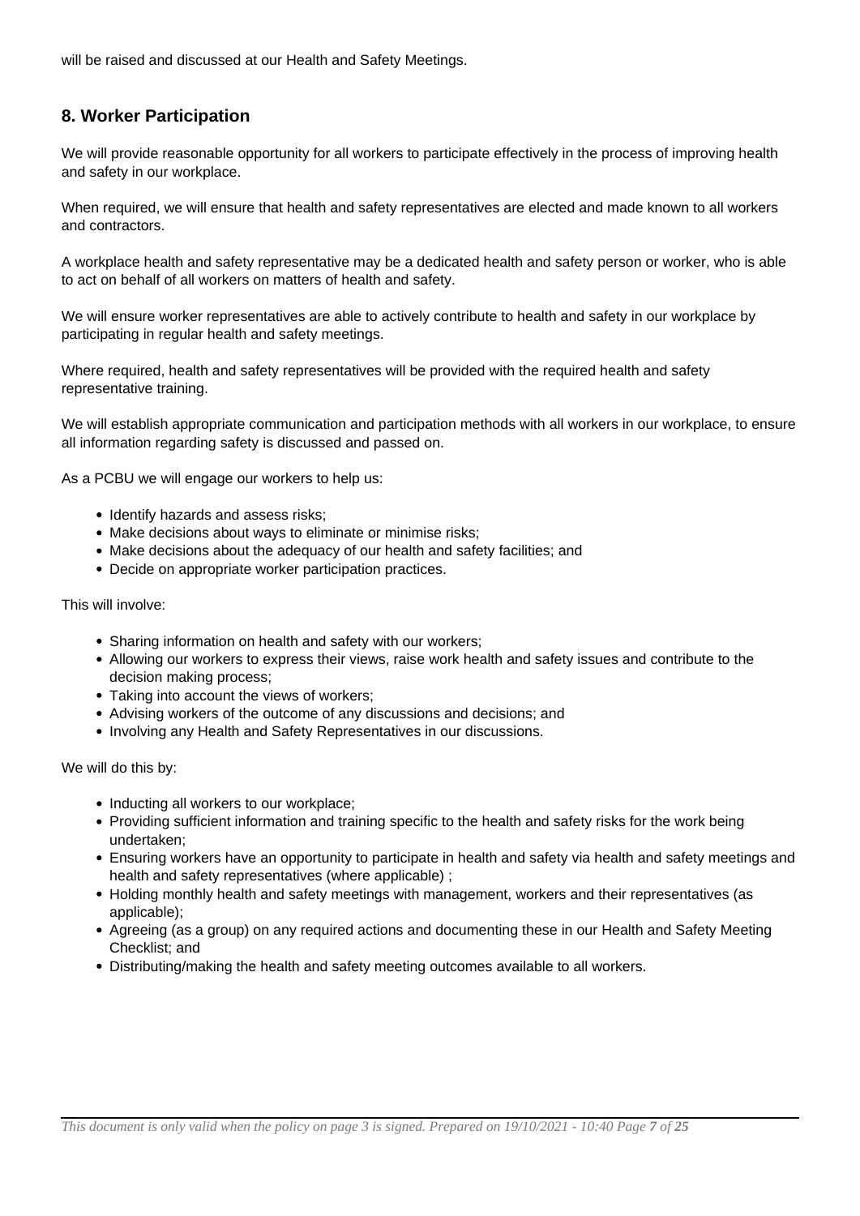will be raised and discussed at our Health and Safety Meetings.

## 8. Worker Participation

We will provide reasonable opportunity for all workers to participate effectively in the process of improving health and safety in our workplace.

When required, we will ensure that health and safety representatives are elected and made known to all workers and contractors.

A workplace health and safety representative may be a dedicated health and safety person or worker, who is able to act on behalf of all workers on matters of health and safety.

We will ensure worker representatives are able to actively contribute to health and safety in our workplace by participating in regular health and safety meetings.

Where required, health and safety representatives will be provided with the required health and safety representative training.

We will establish appropriate communication and participation methods with all workers in our workplace, to ensure all information regarding safety is discussed and passed on.

As a PCBU we will engage our workers to help us:

- Identify hazards and assess risks;
- Make decisions about ways to eliminate or minimise risks;
- Make decisions about the adequacy of our health and safety facilities; and
- Decide on appropriate worker participation practices.

This will involve:

- Sharing information on health and safety with our workers;
- Allowing our workers to express their views, raise work health and safety issues and contribute to the decision making process;
- Taking into account the views of workers;
- Advising workers of the outcome of any discussions and decisions; and
- Involving any Health and Safety Representatives in our discussions.

We will do this by:

- Inducting all workers to our workplace;
- Providing sufficient information and training specific to the health and safety risks for the work being undertaken;
- Ensuring workers have an opportunity to participate in health and safety via health and safety meetings and health and safety representatives (where applicable) ;
- Holding monthly health and safety meetings with management, workers and their representatives (as applicable);
- Agreeing (as a group) on any required actions and documenting these in our Health and Safety Meeting Checklist; and
- Distributing/making the health and safety meeting outcomes available to all workers.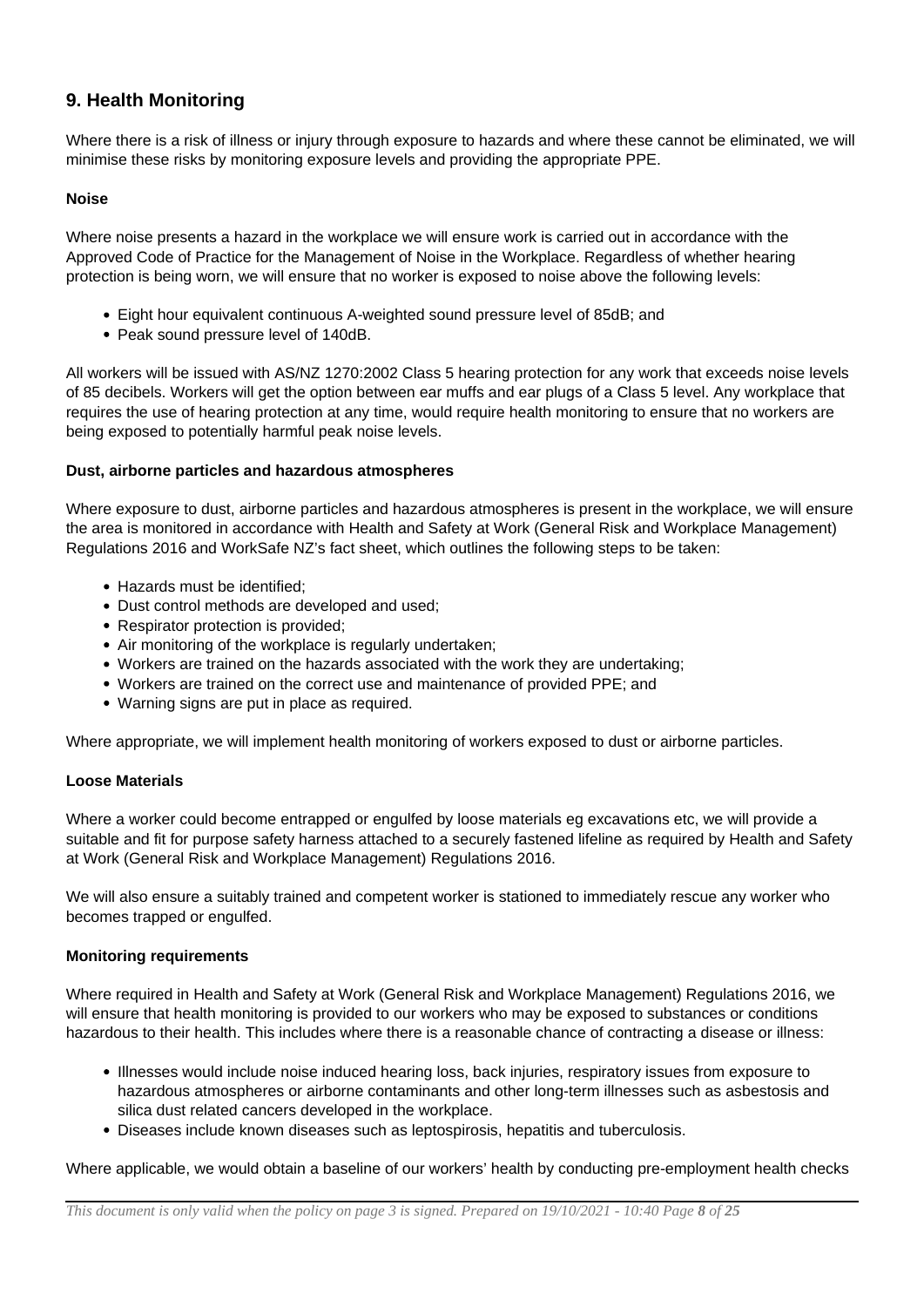## 9. Health Monitoring

Where there is a risk of illness or injury through exposure to hazards and where these cannot be eliminated, we will minimise these risks by monitoring exposure levels and providing the appropriate PPE.

**Noise**

Where noise presents a hazard in the workplace we will ensure work is carried out in accordance with the Approved Code of Practice for the Management of Noise in the Workplace. Regardless of whether hearing protection is being worn, we will ensure that no worker is exposed to noise above the following levels:

- Eight hour equivalent continuous A-weighted sound pressure level of 85dB; and
- Peak sound pressure level of 140dB.

All workers will be issued with AS/NZ 1270:2002 Class 5 hearing protection for any work that exceeds noise levels of 85 decibels. Workers will get the option between ear muffs and ear plugs of a Class 5 level. Any workplace that requires the use of hearing protection at any time, would require health monitoring to ensure that no workers are being exposed to potentially harmful peak noise levels.

**Dust, airborne particles and hazardous atmospheres**

Where exposure to dust, airborne particles and hazardous atmospheres is present in the workplace, we will ensure the area is monitored in accordance with Health and Safety at Work (General Risk and Workplace Management) Regulations 2016 and WorkSafe NZ's fact sheet, which outlines the following steps to be taken:

- Hazards must be identified;
- Dust control methods are developed and used;
- Respirator protection is provided;
- Air monitoring of the workplace is regularly undertaken;
- Workers are trained on the hazards associated with the work they are undertaking;
- Workers are trained on the correct use and maintenance of provided PPE; and
- Warning signs are put in place as required.

Where appropriate, we will implement health monitoring of workers exposed to dust or airborne particles.

**Loose Materials**

Where a worker could become entrapped or engulfed by loose materials eg excavations etc, we will provide a suitable and fit for purpose safety harness attached to a securely fastened lifeline as required by Health and Safety at Work (General Risk and Workplace Management) Regulations 2016.

We will also ensure a suitably trained and competent worker is stationed to immediately rescue any worker who becomes trapped or engulfed.

**Monitoring requirements**

Where required in Health and Safety at Work (General Risk and Workplace Management) Regulations 2016, we will ensure that health monitoring is provided to our workers who may be exposed to substances or conditions hazardous to their health. This includes where there is a reasonable chance of contracting a disease or illness:

- Illnesses would include noise induced hearing loss, back injuries, respiratory issues from exposure to hazardous atmospheres or airborne contaminants and other long-term illnesses such as asbestosis and silica dust related cancers developed in the workplace.
- Diseases include known diseases such as leptospirosis, hepatitis and tuberculosis.

Where applicable, we would obtain a baseline of our workers' health by conducting pre-employment health checks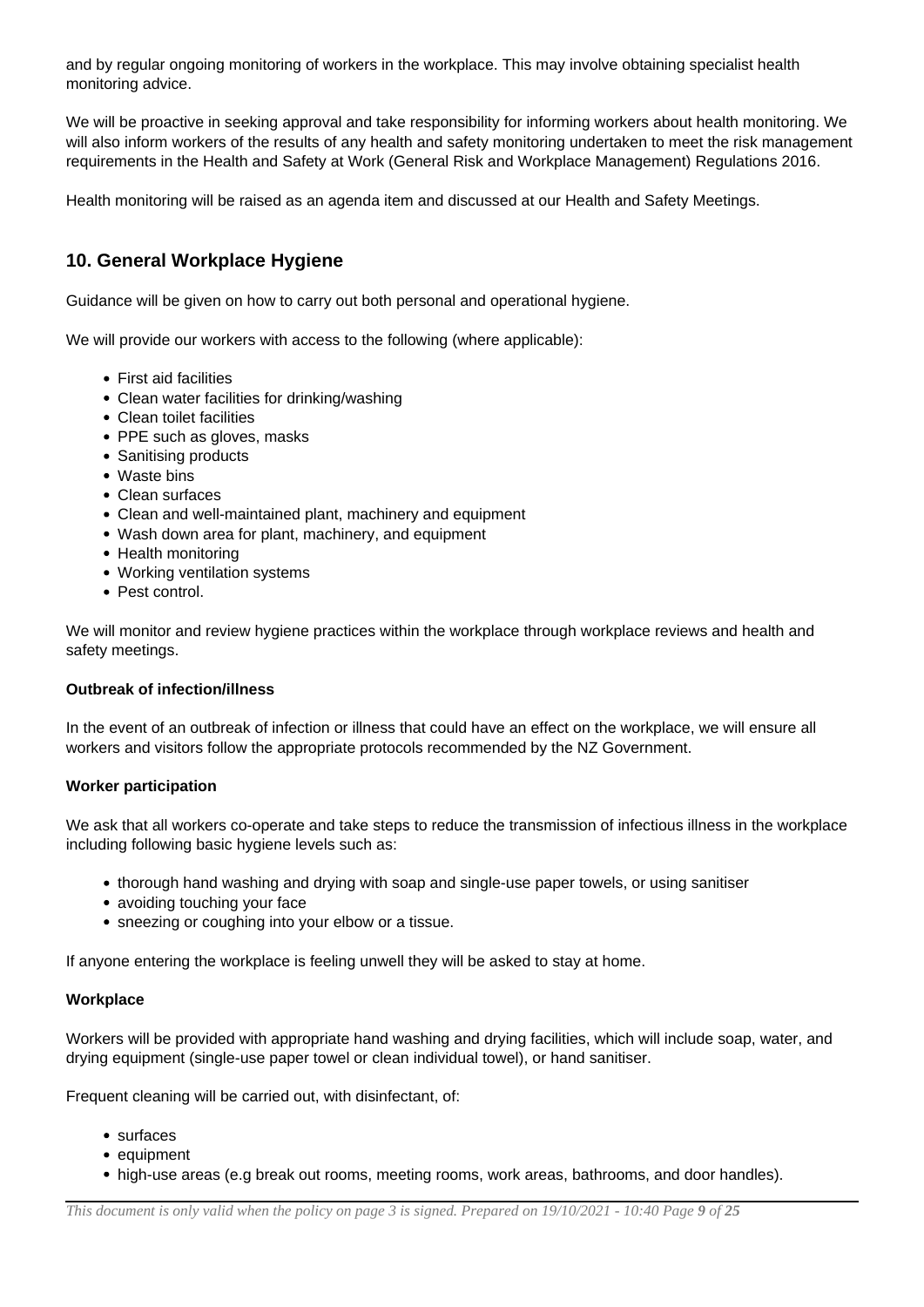and by regular ongoing monitoring of workers in the workplace. This may involve obtaining specialist health monitoring advice.

We will be proactive in seeking approval and take responsibility for informing workers about health monitoring. We will also inform workers of the results of any health and safety monitoring undertaken to meet the risk management requirements in the Health and Safety at Work (General Risk and Workplace Management) Regulations 2016.

Health monitoring will be raised as an agenda item and discussed at our Health and Safety Meetings.

## 10. General Workplace Hygiene

Guidance will be given on how to carry out both personal and operational hygiene.

We will provide our workers with access to the following (where applicable):

- First aid facilities
- Clean water facilities for drinking/washing
- Clean toilet facilities
- PPE such as gloves, masks
- Sanitising products
- Waste bins
- Clean surfaces
- Clean and well-maintained plant, machinery and equipment
- Wash down area for plant, machinery, and equipment
- Health monitoring
- Working ventilation systems
- Pest control.

We will monitor and review hygiene practices within the workplace through workplace reviews and health and safety meetings.

**Outbreak of infection/illness**

In the event of an outbreak of infection or illness that could have an effect on the workplace, we will ensure all workers and visitors follow the appropriate protocols recommended by the NZ Government.

**Worker participation**

We ask that all workers co-operate and take steps to reduce the transmission of infectious illness in the workplace including following basic hygiene levels such as:

- thorough hand washing and drying with soap and single-use paper towels, or using sanitiser
- avoiding touching your face
- sneezing or coughing into your elbow or a tissue.

If anyone entering the workplace is feeling unwell they will be asked to stay at home.

**Workplace**

Workers will be provided with appropriate hand washing and drying facilities, which will include soap, water, and drying equipment (single-use paper towel or clean individual towel), or hand sanitiser.

Frequent cleaning will be carried out, with disinfectant, of:

- surfaces
- equipment
- high-use areas (e.g break out rooms, meeting rooms, work areas, bathrooms, and door handles).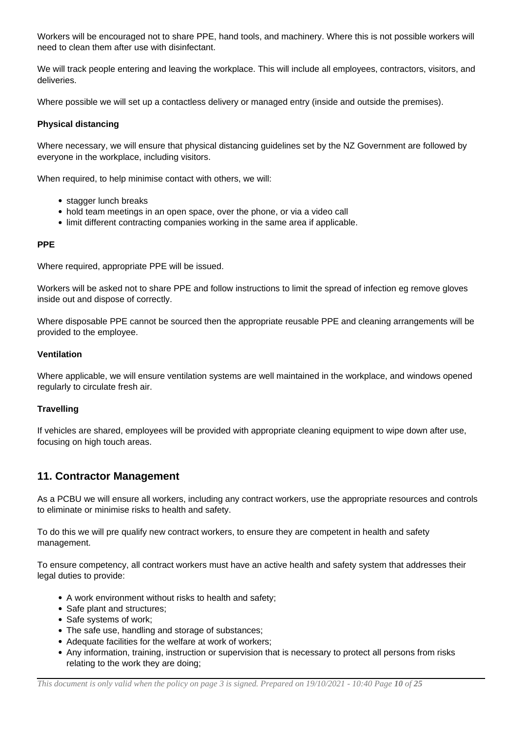Workers will be encouraged not to share PPE, hand tools, and machinery. Where this is not possible workers will need to clean them after use with disinfectant.

We will track people entering and leaving the workplace. This will include all employees, contractors, visitors, and deliveries.

Where possible we will set up a contactless delivery or managed entry (inside and outside the premises).

**Physical distancing**

Where necessary, we will ensure that physical distancing guidelines set by the NZ Government are followed by everyone in the workplace, including visitors.

When required, to help minimise contact with others, we will:

- stagger lunch breaks
- hold team meetings in an open space, over the phone, or via a video call
- limit different contracting companies working in the same area if applicable.

**PPE**

Where required, appropriate PPE will be issued.

Workers will be asked not to share PPE and follow instructions to limit the spread of infection eg remove gloves inside out and dispose of correctly.

Where disposable PPE cannot be sourced then the appropriate reusable PPE and cleaning arrangements will be provided to the employee.

**Ventilation**

Where applicable, we will ensure ventilation systems are well maintained in the workplace, and windows opened regularly to circulate fresh air.

**Travelling**

If vehicles are shared, employees will be provided with appropriate cleaning equipment to wipe down after use, focusing on high touch areas.

## 11. Contractor Management

As a PCBU we will ensure all workers, including any contract workers, use the appropriate resources and controls to eliminate or minimise risks to health and safety.

To do this we will pre qualify new contract workers, to ensure they are competent in health and safety management.

To ensure competency, all contract workers must have an active health and safety system that addresses their legal duties to provide:

- A work environment without risks to health and safety;
- Safe plant and structures;
- Safe systems of work;
- The safe use, handling and storage of substances;
- Adequate facilities for the welfare at work of workers;
- Any information, training, instruction or supervision that is necessary to protect all persons from risks relating to the work they are doing;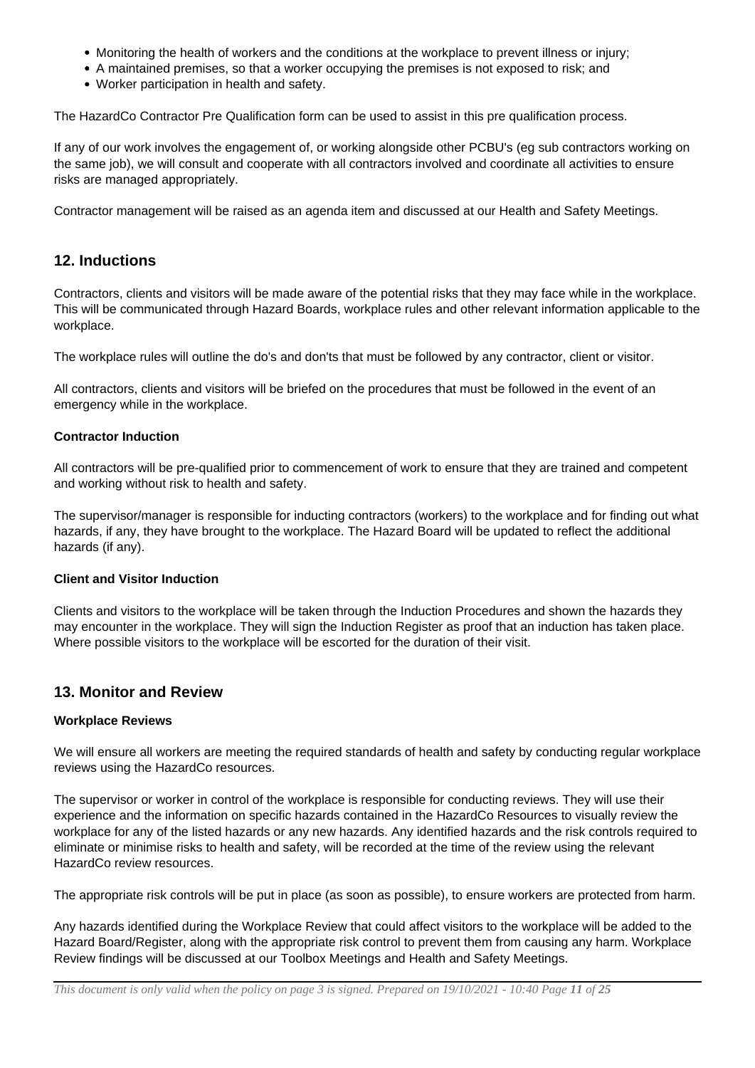- Monitoring the health of workers and the conditions at the workplace to prevent illness or injury;
- A maintained premises, so that a worker occupying the premises is not exposed to risk; and
- Worker participation in health and safety.

The HazardCo Contractor Pre Qualification form can be used to assist in this pre qualification process.

If any of our work involves the engagement of, or working alongside other PCBU's (eg sub contractors working on the same job), we will consult and cooperate with all contractors involved and coordinate all activities to ensure risks are managed appropriately.

Contractor management will be raised as an agenda item and discussed at our Health and Safety Meetings.

## 12. Inductions

Contractors, clients and visitors will be made aware of the potential risks that they may face while in the workplace. This will be communicated through Hazard Boards, workplace rules and other relevant information applicable to the workplace.

The workplace rules will outline the do's and don'ts that must be followed by any contractor, client or visitor.

All contractors, clients and visitors will be briefed on the procedures that must be followed in the event of an emergency while in the workplace.

**Contractor Induction**

All contractors will be pre-qualified prior to commencement of work to ensure that they are trained and competent and working without risk to health and safety.

The supervisor/manager is responsible for inducting contractors (workers) to the workplace and for finding out what hazards, if any, they have brought to the workplace. The Hazard Board will be updated to reflect the additional hazards (if any).

**Client and Visitor Induction**

Clients and visitors to the workplace will be taken through the Induction Procedures and shown the hazards they may encounter in the workplace. They will sign the Induction Register as proof that an induction has taken place. Where possible visitors to the workplace will be escorted for the duration of their visit.

## 13. Monitor and Review

**Workplace Reviews**

We will ensure all workers are meeting the required standards of health and safety by conducting regular workplace reviews using the HazardCo resources.

The supervisor or worker in control of the workplace is responsible for conducting reviews. They will use their experience and the information on specific hazards contained in the HazardCo Resources to visually review the workplace for any of the listed hazards or any new hazards. Any identified hazards and the risk controls required to eliminate or minimise risks to health and safety, will be recorded at the time of the review using the relevant HazardCo review resources.

The appropriate risk controls will be put in place (as soon as possible), to ensure workers are protected from harm.

Any hazards identified during the Workplace Review that could affect visitors to the workplace will be added to the Hazard Board/Register, along with the appropriate risk control to prevent them from causing any harm. Workplace Review findings will be discussed at our Toolbox Meetings and Health and Safety Meetings.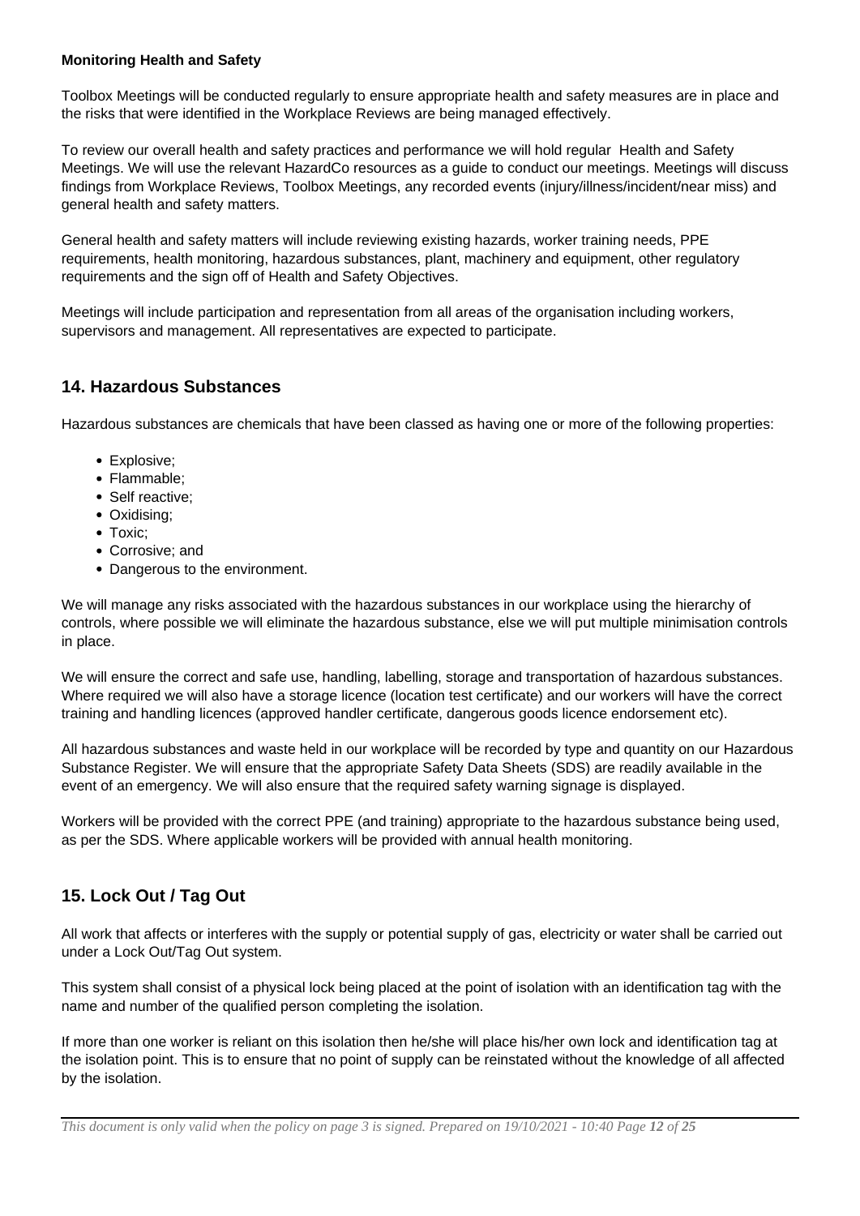**Monitoring Health and Safety**

Toolbox Meetings will be conducted regularly to ensure appropriate health and safety measures are in place and the risks that were identified in the Workplace Reviews are being managed effectively.

To review our overall health and safety practices and performance we will hold regular Health and Safety Meetings. We will use the relevant HazardCo resources as a guide to conduct our meetings. Meetings will discuss findings from Workplace Reviews, Toolbox Meetings, any recorded events (injury/illness/incident/near miss) and general health and safety matters.

General health and safety matters will include reviewing existing hazards, worker training needs, PPE requirements, health monitoring, hazardous substances, plant, machinery and equipment, other regulatory requirements and the sign off of Health and Safety Objectives.

Meetings will include participation and representation from all areas of the organisation including workers, supervisors and management. All representatives are expected to participate.

## 14. Hazardous Substances

Hazardous substances are chemicals that have been classed as having one or more of the following properties:

- Explosive;
- Flammable;
- Self reactive;
- Oxidising;
- Toxic;
- Corrosive; and
- Dangerous to the environment.

We will manage any risks associated with the hazardous substances in our workplace using the hierarchy of controls, where possible we will eliminate the hazardous substance, else we will put multiple minimisation controls in place.

We will ensure the correct and safe use, handling, labelling, storage and transportation of hazardous substances. Where required we will also have a storage licence (location test certificate) and our workers will have the correct training and handling licences (approved handler certificate, dangerous goods licence endorsement etc).

All hazardous substances and waste held in our workplace will be recorded by type and quantity on our Hazardous Substance Register. We will ensure that the appropriate Safety Data Sheets (SDS) are readily available in the event of an emergency. We will also ensure that the required safety warning signage is displayed.

Workers will be provided with the correct PPE (and training) appropriate to the hazardous substance being used, as per the SDS. Where applicable workers will be provided with annual health monitoring.

## 15. Lock Out / Tag Out

All work that affects or interferes with the supply or potential supply of gas, electricity or water shall be carried out under a Lock Out/Tag Out system.

This system shall consist of a physical lock being placed at the point of isolation with an identification tag with the name and number of the qualified person completing the isolation.

If more than one worker is reliant on this isolation then he/she will place his/her own lock and identification tag at the isolation point. This is to ensure that no point of supply can be reinstated without the knowledge of all affected by the isolation.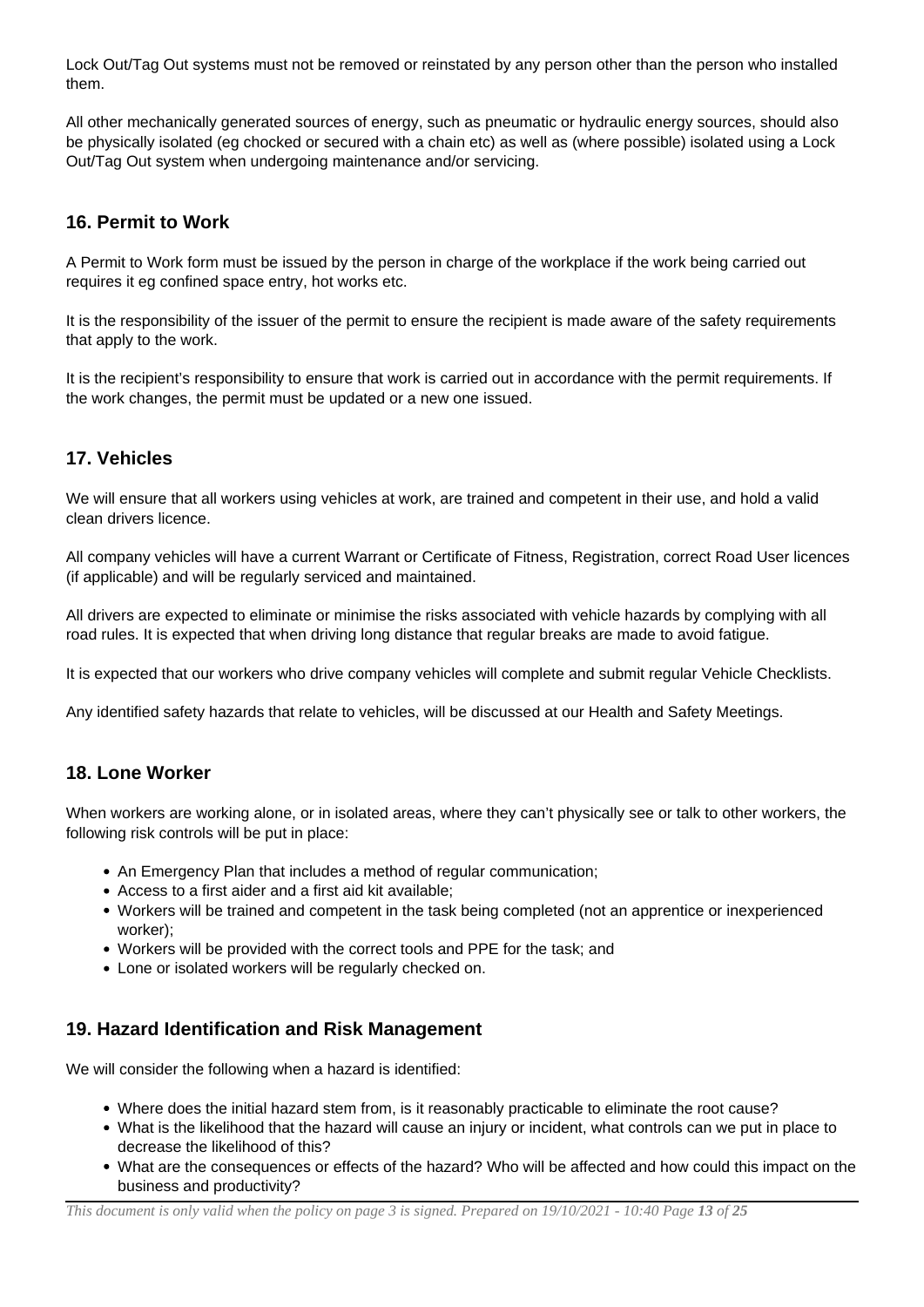Lock Out/Tag Out systems must not be removed or reinstated by any person other than the person who installed them.

All other mechanically generated sources of energy, such as pneumatic or hydraulic energy sources, should also be physically isolated (eg chocked or secured with a chain etc) as well as (where possible) isolated using a Lock Out/Tag Out system when undergoing maintenance and/or servicing.

## 16. Permit to Work

A Permit to Work form must be issued by the person in charge of the workplace if the work being carried out requires it eg confined space entry, hot works etc.

It is the responsibility of the issuer of the permit to ensure the recipient is made aware of the safety requirements that apply to the work.

It is the recipient's responsibility to ensure that work is carried out in accordance with the permit requirements. If the work changes, the permit must be updated or a new one issued.

## 17. Vehicles

We will ensure that all workers using vehicles at work, are trained and competent in their use, and hold a valid clean drivers licence.

All company vehicles will have a current Warrant or Certificate of Fitness, Registration, correct Road User licences (if applicable) and will be regularly serviced and maintained.

All drivers are expected to eliminate or minimise the risks associated with vehicle hazards by complying with all road rules. It is expected that when driving long distance that regular breaks are made to avoid fatigue.

It is expected that our workers who drive company vehicles will complete and submit regular Vehicle Checklists.

Any identified safety hazards that relate to vehicles, will be discussed at our Health and Safety Meetings.

## 18. Lone Worker

When workers are working alone, or in isolated areas, where they can't physically see or talk to other workers, the following risk controls will be put in place:

- An Emergency Plan that includes a method of regular communication;
- Access to a first aider and a first aid kit available;
- Workers will be trained and competent in the task being completed (not an apprentice or inexperienced worker);
- Workers will be provided with the correct tools and PPE for the task; and
- Lone or isolated workers will be regularly checked on.

## 19. Hazard Identification and Risk Management

We will consider the following when a hazard is identified:

- Where does the initial hazard stem from, is it reasonably practicable to eliminate the root cause?
- What is the likelihood that the hazard will cause an injury or incident, what controls can we put in place to decrease the likelihood of this?
- What are the consequences or effects of the hazard? Who will be affected and how could this impact on the business and productivity?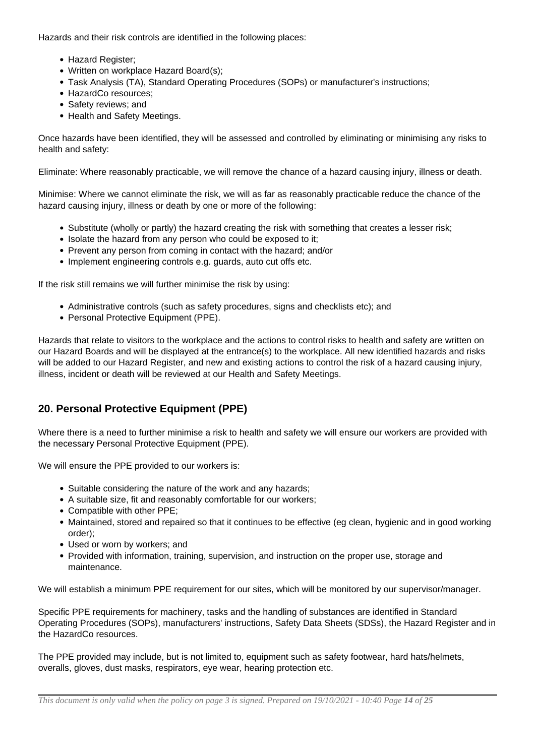Hazards and their risk controls are identified in the following places:

- Hazard Register;
- Written on workplace Hazard Board(s);
- Task Analysis (TA), Standard Operating Procedures (SOPs) or manufacturer's instructions;
- HazardCo resources;
- Safety reviews; and
- Health and Safety Meetings.

Once hazards have been identified, they will be assessed and controlled by eliminating or minimising any risks to health and safety:

Eliminate: Where reasonably practicable, we will remove the chance of a hazard causing injury, illness or death.

Minimise: Where we cannot eliminate the risk, we will as far as reasonably practicable reduce the chance of the hazard causing injury, illness or death by one or more of the following:

- Substitute (wholly or partly) the hazard creating the risk with something that creates a lesser risk;
- Isolate the hazard from any person who could be exposed to it;
- Prevent any person from coming in contact with the hazard; and/or
- Implement engineering controls e.g. guards, auto cut offs etc.

If the risk still remains we will further minimise the risk by using:

- Administrative controls (such as safety procedures, signs and checklists etc); and
- Personal Protective Equipment (PPE).

Hazards that relate to visitors to the workplace and the actions to control risks to health and safety are written on our Hazard Boards and will be displayed at the entrance(s) to the workplace. All new identified hazards and risks will be added to our Hazard Register, and new and existing actions to control the risk of a hazard causing injury, illness, incident or death will be reviewed at our Health and Safety Meetings.

## 20. Personal Protective Equipment (PPE)

Where there is a need to further minimise a risk to health and safety we will ensure our workers are provided with the necessary Personal Protective Equipment (PPE).

We will ensure the PPE provided to our workers is:

- Suitable considering the nature of the work and any hazards;
- A suitable size, fit and reasonably comfortable for our workers;
- Compatible with other PPE;
- Maintained, stored and repaired so that it continues to be effective (eg clean, hygienic and in good working order);
- Used or worn by workers; and
- Provided with information, training, supervision, and instruction on the proper use, storage and maintenance.

We will establish a minimum PPE requirement for our sites, which will be monitored by our supervisor/manager.

Specific PPE requirements for machinery, tasks and the handling of substances are identified in Standard Operating Procedures (SOPs), manufacturers' instructions, Safety Data Sheets (SDSs), the Hazard Register and in the HazardCo resources.

The PPE provided may include, but is not limited to, equipment such as safety footwear, hard hats/helmets, overalls, gloves, dust masks, respirators, eye wear, hearing protection etc.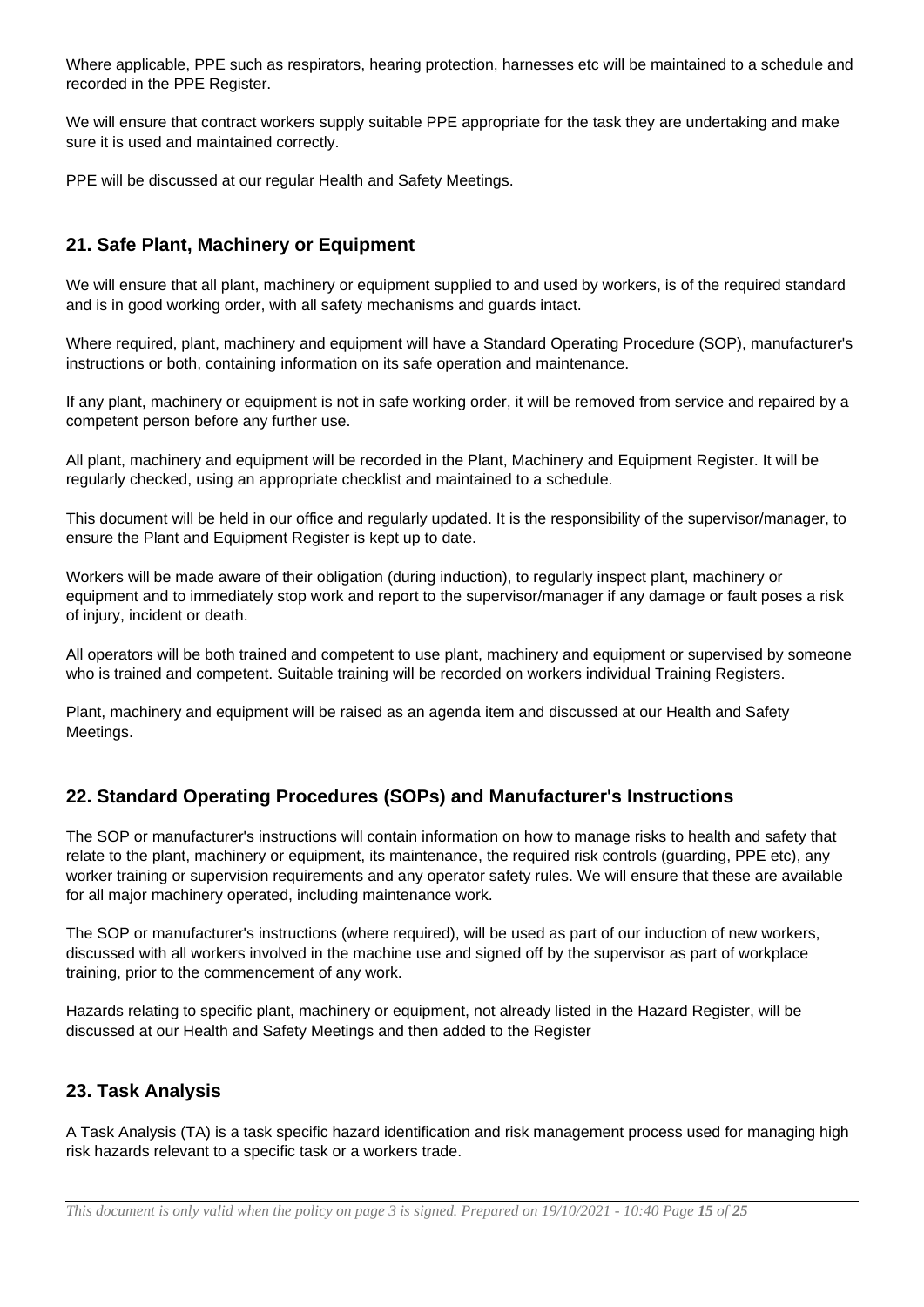Where applicable, PPE such as respirators, hearing protection, harnesses etc will be maintained to a schedule and recorded in the PPE Register.

We will ensure that contract workers supply suitable PPE appropriate for the task they are undertaking and make sure it is used and maintained correctly.

PPE will be discussed at our regular Health and Safety Meetings.

## 21. Safe Plant, Machinery or Equipment

We will ensure that all plant, machinery or equipment supplied to and used by workers, is of the required standard and is in good working order, with all safety mechanisms and guards intact.

Where required, plant, machinery and equipment will have a Standard Operating Procedure (SOP), manufacturer's instructions or both, containing information on its safe operation and maintenance.

If any plant, machinery or equipment is not in safe working order, it will be removed from service and repaired by a competent person before any further use.

All plant, machinery and equipment will be recorded in the Plant, Machinery and Equipment Register. It will be regularly checked, using an appropriate checklist and maintained to a schedule.

This document will be held in our office and regularly updated. It is the responsibility of the supervisor/manager, to ensure the Plant and Equipment Register is kept up to date.

Workers will be made aware of their obligation (during induction), to regularly inspect plant, machinery or equipment and to immediately stop work and report to the supervisor/manager if any damage or fault poses a risk of injury, incident or death.

All operators will be both trained and competent to use plant, machinery and equipment or supervised by someone who is trained and competent. Suitable training will be recorded on workers individual Training Registers.

Plant, machinery and equipment will be raised as an agenda item and discussed at our Health and Safety Meetings.

## 22. Standard Operating Procedures (SOPs) and Manufacturer's Instructions

The SOP or manufacturer's instructions will contain information on how to manage risks to health and safety that relate to the plant, machinery or equipment, its maintenance, the required risk controls (guarding, PPE etc), any worker training or supervision requirements and any operator safety rules. We will ensure that these are available for all major machinery operated, including maintenance work.

The SOP or manufacturer's instructions (where required), will be used as part of our induction of new workers, discussed with all workers involved in the machine use and signed off by the supervisor as part of workplace training, prior to the commencement of any work.

Hazards relating to specific plant, machinery or equipment, not already listed in the Hazard Register, will be discussed at our Health and Safety Meetings and then added to the Register

## 23. Task Analysis

A Task Analysis (TA) is a task specific hazard identification and risk management process used for managing high risk hazards relevant to a specific task or a workers trade.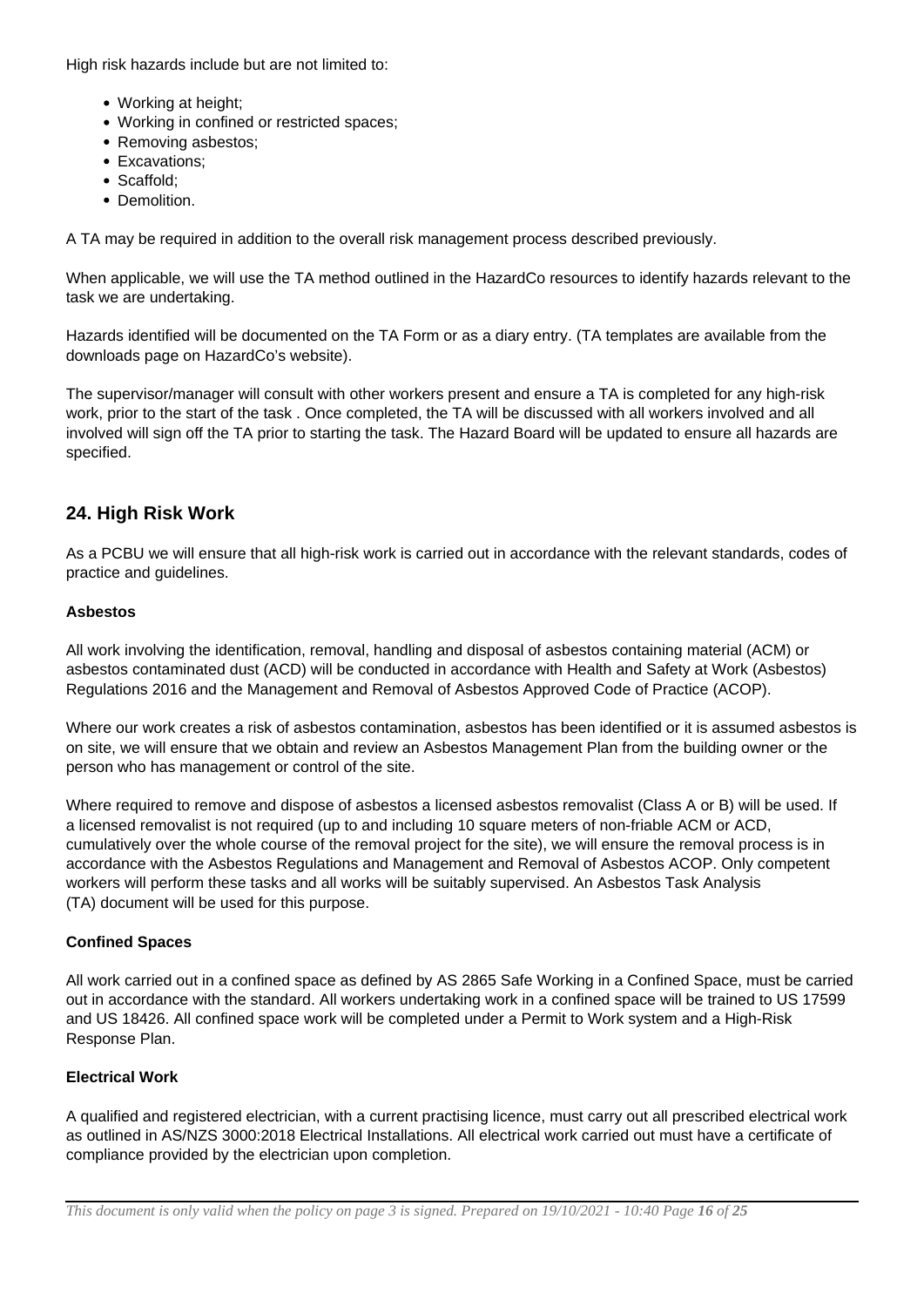High risk hazards include but are not limited to:

- Working at height;
- Working in confined or restricted spaces;
- Removing asbestos;
- Excavations;
- Scaffold;
- Demolition.

A TA may be required in addition to the overall risk management process described previously.

When applicable, we will use the TA method outlined in the HazardCo resources to identify hazards relevant to the task we are undertaking.

Hazards identified will be documented on the TA Form or as a diary entry. (TA templates are available from the downloads page on HazardCo's website).

The supervisor/manager will consult with other workers present and ensure a TA is completed for any high-risk work, prior to the start of the task . Once completed, the TA will be discussed with all workers involved and all involved will sign off the TA prior to starting the task. The Hazard Board will be updated to ensure all hazards are specified.

## 24. High Risk Work

As a PCBU we will ensure that all high-risk work is carried out in accordance with the relevant standards, codes of practice and guidelines.

**Asbestos**

All work involving the identification, removal, handling and disposal of asbestos containing material (ACM) or asbestos contaminated dust (ACD) will be conducted in accordance with Health and Safety at Work (Asbestos) Regulations 2016 and the Management and Removal of Asbestos Approved Code of Practice (ACOP).

Where our work creates a risk of asbestos contamination, asbestos has been identified or it is assumed asbestos is on site, we will ensure that we obtain and review an Asbestos Management Plan from the building owner or the person who has management or control of the site.

Where required to remove and dispose of asbestos a licensed asbestos removalist (Class A or B) will be used. If a licensed removalist is not required (up to and including 10 square meters of non-friable ACM or ACD, cumulatively over the whole course of the removal project for the site), we will ensure the removal process is in accordance with the Asbestos Regulations and Management and Removal of Asbestos ACOP. Only competent workers will perform these tasks and all works will be suitably supervised. An Asbestos Task Analysis (TA) document will be used for this purpose.

**Confined Spaces**

All work carried out in a confined space as defined by AS 2865 Safe Working in a Confined Space, must be carried out in accordance with the standard. All workers undertaking work in a confined space will be trained to US 17599 and US 18426. All confined space work will be completed under a Permit to Work system and a High-Risk Response Plan.

**Electrical Work**

A qualified and registered electrician, with a current practising licence, must carry out all prescribed electrical work as outlined in AS/NZS 3000:2018 Electrical Installations. All electrical work carried out must have a certificate of compliance provided by the electrician upon completion.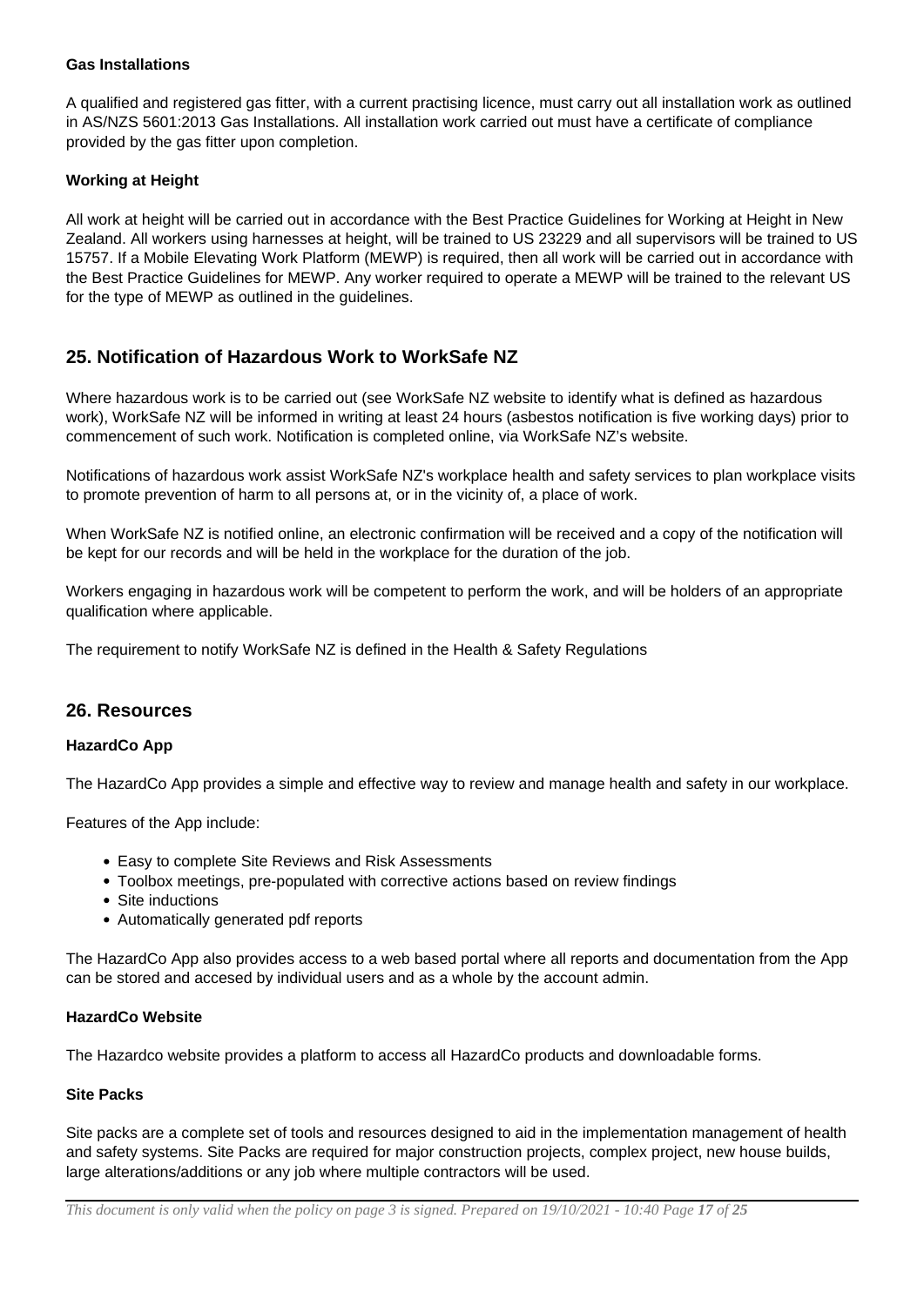### Gas Installations

A qualified and registered gas fitter, with a current practising licence, must carry out all installation work as outlined in AS/NZS 5601:2013 Gas Installations. All installation work carried out must have a certificate of compliance provided by the gas fitter upon completion.

### Working at Height

All work at height will be carried out in accordance with the Best Practice Guidelines for Working at Height in New Zealand. All workers using harnesses at height, will be trained to US 23229 and all supervisors will be trained to US 15757. If a Mobile Elevating Work Platform (MEWP) is required, then all work will be carried out in accordance with the Best Practice Guidelines for MEWP. Any worker required to operate a MEWP will be trained to the relevant US for the type of MEWP as outlined in the guidelines.

## 25. Notification of Hazardous Work to WorkSafe NZ

Where hazardous work is to be carried out (see WorkSafe NZ website to identify what is defined as hazardous work), WorkSafe NZ will be informed in writing at least 24 hours (asbestos notification is five working days) prior to commencement of such work. Notification is completed online, via WorkSafe NZ's website.

Notifications of hazardous work assist WorkSafe NZ's workplace health and safety services to plan workplace visits to promote prevention of harm to all persons at, or in the vicinity of, a place of work.

When WorkSafe NZ is notified online, an electronic confirmation will be received and a copy of the notification will be kept for our records and will be held in the workplace for the duration of the job.

Workers engaging in hazardous work will be competent to perform the work, and will be holders of an appropriate qualification where applicable.

The requirement to notify WorkSafe NZ is defined in the Health & Safety Regulations

## 26. Resources

### HazardCo App

The HazardCo App provides a simple and effective way to review and manage health and safety in our workplace.

Features of the App include:

- Easy to complete Site Reviews and Risk Assessments
- Toolbox meetings, pre-populated with corrective actions based on review findings
- Site inductions
- Automatically generated pdf reports

The HazardCo App also provides access to a web based portal where all reports and documentation from the App can be stored and accesed by individual users and as a whole by the account admin.

### HazardCo Website

The Hazardco website provides a platform to access all HazardCo products and downloadable forms.

### Site Packs

Site packs are a complete set of tools and resources designed to aid in the implementation management of health and safety systems. Site Packs are required for major construction projects, complex project, new house builds, large alterations/additions or any job where multiple contractors will be used.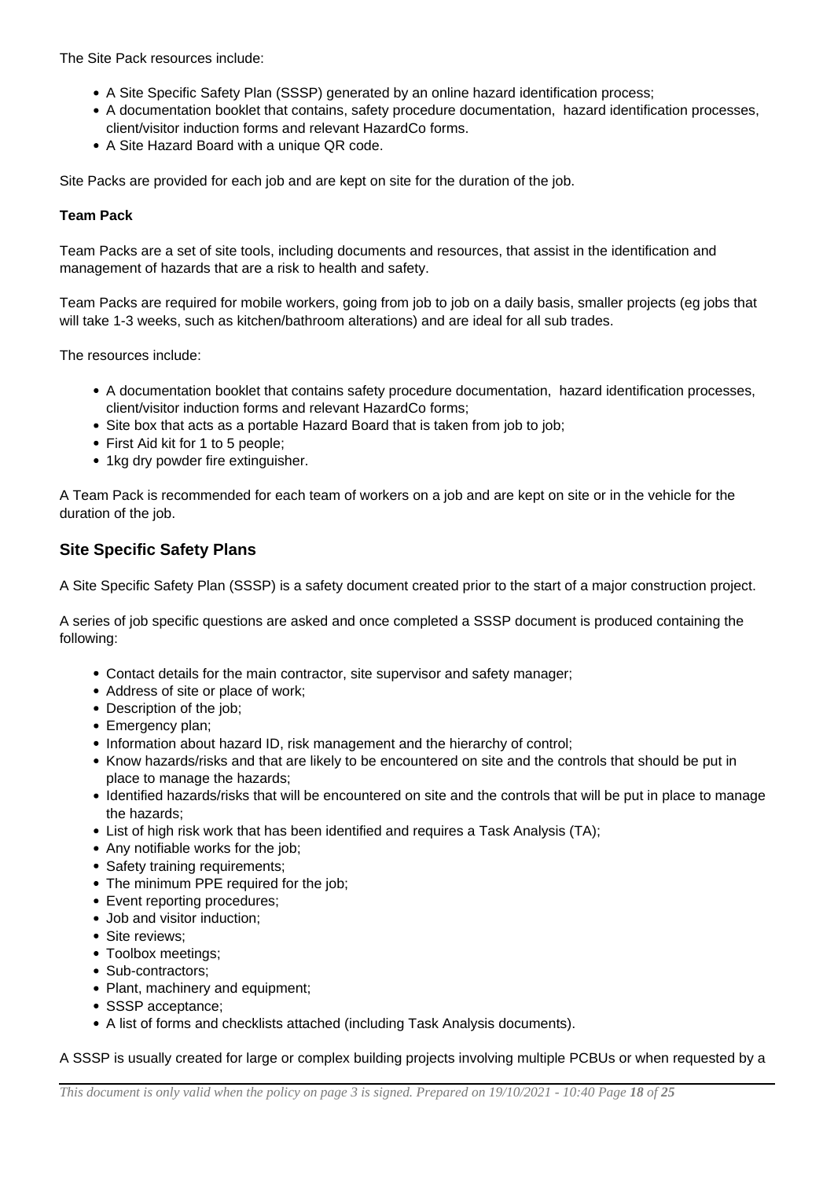The Site Pack resources include:

- A Site Specific Safety Plan (SSSP) generated by an online hazard identification process;
- A documentation booklet that contains, safety procedure documentation, hazard identification processes, client/visitor induction forms and relevant HazardCo forms.
- A Site Hazard Board with a unique QR code.

Site Packs are provided for each job and are kept on site for the duration of the job.

**Team Pack**

Team Packs are a set of site tools, including documents and resources, that assist in the identification and management of hazards that are a risk to health and safety.

Team Packs are required for mobile workers, going from job to job on a daily basis, smaller projects (eg jobs that will take 1-3 weeks, such as kitchen/bathroom alterations) and are ideal for all sub trades.

The resources include:

- A documentation booklet that contains safety procedure documentation, hazard identification processes, client/visitor induction forms and relevant HazardCo forms;
- Site box that acts as a portable Hazard Board that is taken from job to job;
- First Aid kit for 1 to 5 people;
- 1kg dry powder fire extinguisher.

A Team Pack is recommended for each team of workers on a job and are kept on site or in the vehicle for the duration of the job.

## Site Specific Safety Plans

A Site Specific Safety Plan (SSSP) is a safety document created prior to the start of a major construction project.

A series of job specific questions are asked and once completed a SSSP document is produced containing the following:

- Contact details for the main contractor, site supervisor and safety manager;
- Address of site or place of work;
- Description of the job;
- Emergency plan;
- Information about hazard ID, risk management and the hierarchy of control;
- Know hazards/risks and that are likely to be encountered on site and the controls that should be put in place to manage the hazards;
- Identified hazards/risks that will be encountered on site and the controls that will be put in place to manage the hazards;
- List of high risk work that has been identified and requires a Task Analysis (TA);
- Any notifiable works for the job;
- Safety training requirements;
- The minimum PPE required for the job;
- Event reporting procedures;
- Job and visitor induction;
- Site reviews;
- Toolbox meetings;
- Sub-contractors;
- Plant, machinery and equipment;
- SSSP acceptance;
- A list of forms and checklists attached (including Task Analysis documents).

A SSSP is usually created for large or complex building projects involving multiple PCBUs or when requested by a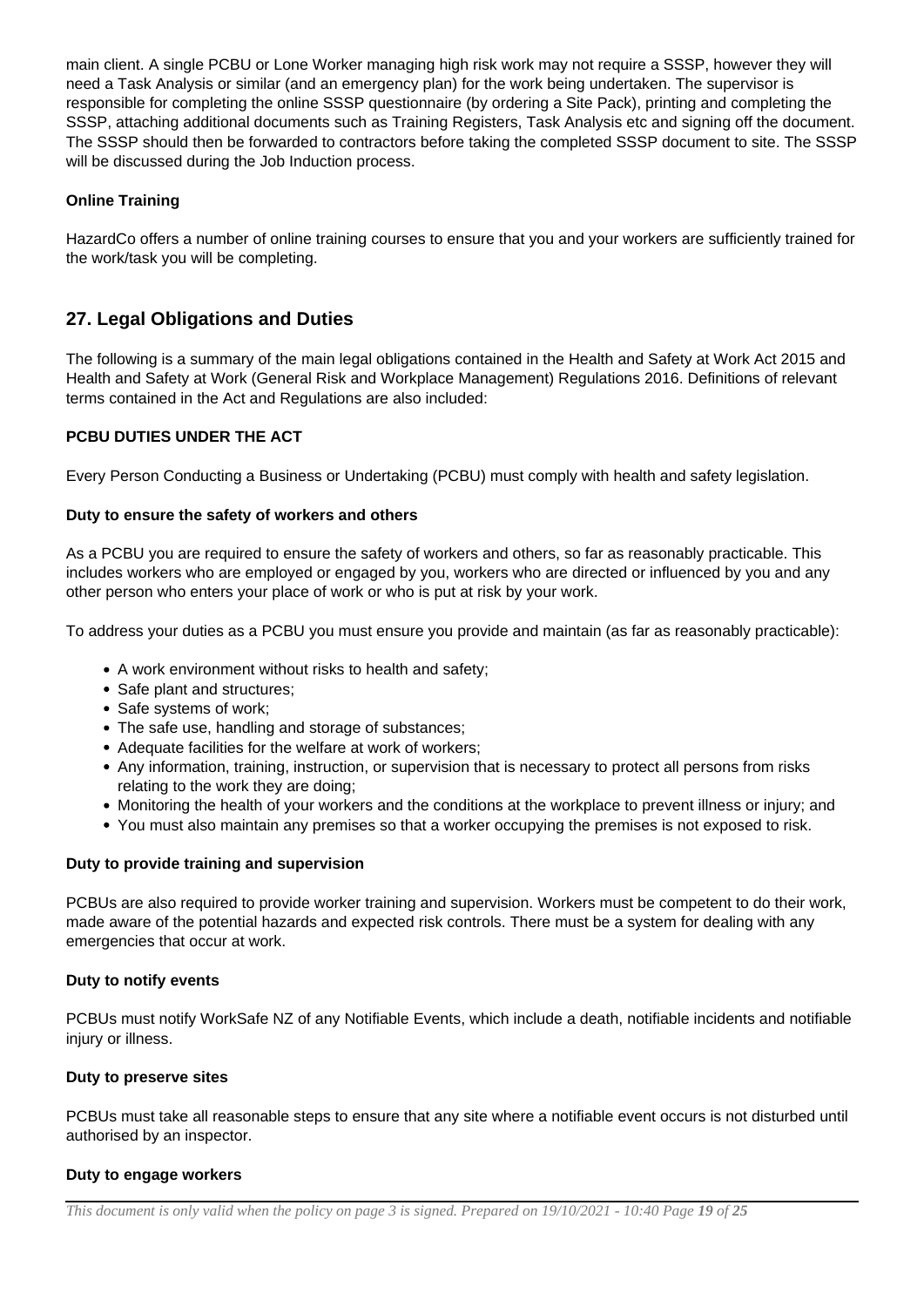main client. A single PCBU or Lone Worker managing high risk work may not require a SSSP, however they will need a Task Analysis or similar (and an emergency plan) for the work being undertaken. The supervisor is responsible for completing the online SSSP questionnaire (by ordering a Site Pack), printing and completing the SSSP, attaching additional documents such as Training Registers, Task Analysis etc and signing off the document. The SSSP should then be forwarded to contractors before taking the completed SSSP document to site. The SSSP will be discussed during the Job Induction process.

**Online Training**

HazardCo offers a number of online training courses to ensure that you and your workers are sufficiently trained for the work/task you will be completing.

## 27. Legal Obligations and Duties

The following is a summary of the main legal obligations contained in the Health and Safety at Work Act 2015 and Health and Safety at Work (General Risk and Workplace Management) Regulations 2016. Definitions of relevant terms contained in the Act and Regulations are also included:

**PCBU DUTIES UNDER THE ACT**

Every Person Conducting a Business or Undertaking (PCBU) must comply with health and safety legislation.

**Duty to ensure the safety of workers and others**

As a PCBU you are required to ensure the safety of workers and others, so far as reasonably practicable. This includes workers who are employed or engaged by you, workers who are directed or influenced by you and any other person who enters your place of work or who is put at risk by your work.

To address your duties as a PCBU you must ensure you provide and maintain (as far as reasonably practicable):

- A work environment without risks to health and safety;
- Safe plant and structures;
- Safe systems of work;
- The safe use, handling and storage of substances;
- Adequate facilities for the welfare at work of workers;
- Any information, training, instruction, or supervision that is necessary to protect all persons from risks relating to the work they are doing;
- Monitoring the health of your workers and the conditions at the workplace to prevent illness or injury; and
- You must also maintain any premises so that a worker occupying the premises is not exposed to risk.

**Duty to provide training and supervision**

PCBUs are also required to provide worker training and supervision. Workers must be competent to do their work, made aware of the potential hazards and expected risk controls. There must be a system for dealing with any emergencies that occur at work.

**Duty to notify events**

PCBUs must notify WorkSafe NZ of any Notifiable Events, which include a death, notifiable incidents and notifiable injury or illness.

**Duty to preserve sites**

PCBUs must take all reasonable steps to ensure that any site where a notifiable event occurs is not disturbed until authorised by an inspector.

**Duty to engage workers**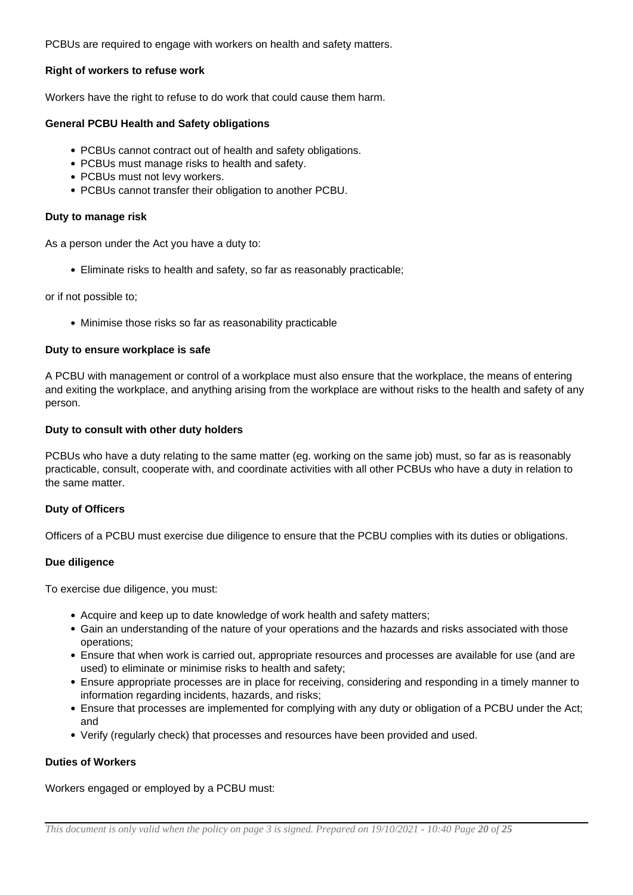PCBUs are required to engage with workers on health and safety matters.

**Right of workers to refuse work**

Workers have the right to refuse to do work that could cause them harm.

**General PCBU Health and Safety obligations**

- PCBUs cannot contract out of health and safety obligations.
- PCBUs must manage risks to health and safety.
- PCBUs must not levy workers.
- PCBUs cannot transfer their obligation to another PCBU.

**Duty to manage risk**

As a person under the Act you have a duty to:

- Eliminate risks to health and safety, so far as reasonably practicable;

or if not possible to;

- Minimise those risks so far as reasonability practicable

**Duty to ensure workplace is safe**

A PCBU with management or control of a workplace must also ensure that the workplace, the means of entering and exiting the workplace, and anything arising from the workplace are without risks to the health and safety of any person.

**Duty to consult with other duty holders**

PCBUs who have a duty relating to the same matter (eg. working on the same job) must, so far as is reasonably practicable, consult, cooperate with, and coordinate activities with all other PCBUs who have a duty in relation to the same matter.

**Duty of Officers**

Officers of a PCBU must exercise due diligence to ensure that the PCBU complies with its duties or obligations.

**Due diligence**

To exercise due diligence, you must:

- Acquire and keep up to date knowledge of work health and safety matters;
- Gain an understanding of the nature of your operations and the hazards and risks associated with those operations;
- Ensure that when work is carried out, appropriate resources and processes are available for use (and are used) to eliminate or minimise risks to health and safety;
- Ensure appropriate processes are in place for receiving, considering and responding in a timely manner to information regarding incidents, hazards, and risks;
- Ensure that processes are implemented for complying with any duty or obligation of a PCBU under the Act; and
- Verify (regularly check) that processes and resources have been provided and used.

**Duties of Workers**

Workers engaged or employed by a PCBU must: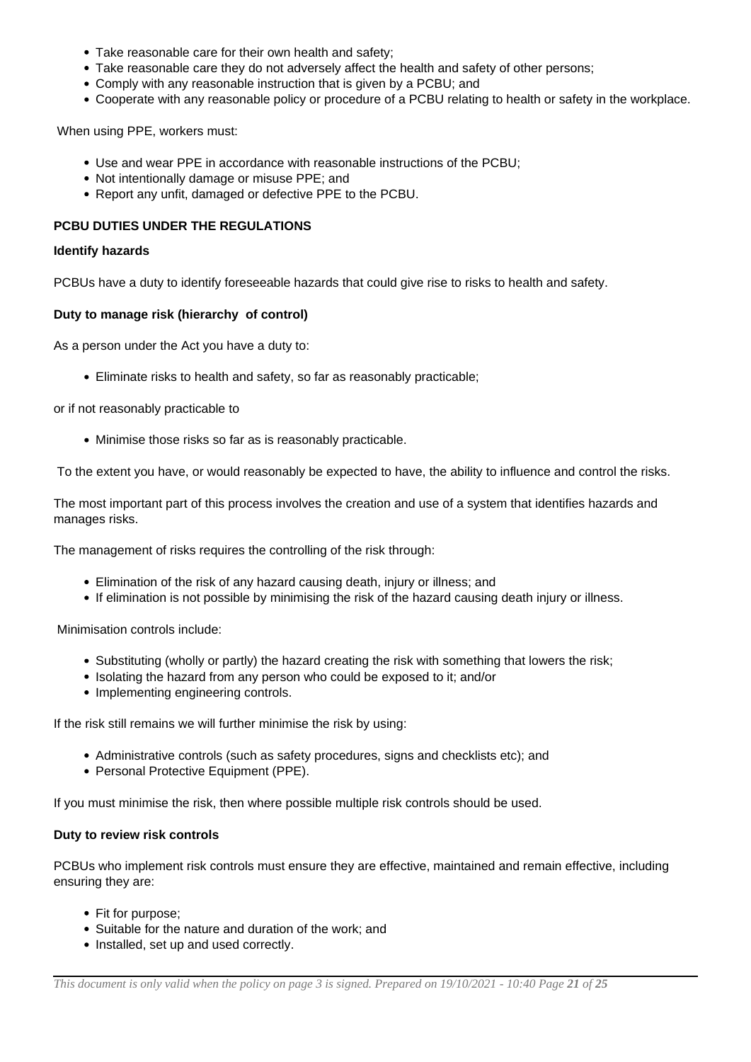- Take reasonable care for their own health and safety;
- Take reasonable care they do not adversely affect the health and safety of other persons;
- Comply with any reasonable instruction that is given by a PCBU; and
- Cooperate with any reasonable policy or procedure of a PCBU relating to health or safety in the workplace.

When using PPE, workers must:

- Use and wear PPE in accordance with reasonable instructions of the PCBU;
- Not intentionally damage or misuse PPE; and
- Report any unfit, damaged or defective PPE to the PCBU.

**PCBU DUTIES UNDER THE REGULATIONS**

**Identify hazards**

PCBUs have a duty to identify foreseeable hazards that could give rise to risks to health and safety.

**Duty to manage risk (hierarchy of control)**

As a person under the Act you have a duty to:

- Eliminate risks to health and safety, so far as reasonably practicable;

or if not reasonably practicable to

- Minimise those risks so far as is reasonably practicable.

To the extent you have, or would reasonably be expected to have, the ability to influence and control the risks.

The most important part of this process involves the creation and use of a system that identifies hazards and manages risks.

The management of risks requires the controlling of the risk through:

- Elimination of the risk of any hazard causing death, injury or illness; and
- If elimination is not possible by minimising the risk of the hazard causing death injury or illness.

Minimisation controls include:

- Substituting (wholly or partly) the hazard creating the risk with something that lowers the risk;
- Isolating the hazard from any person who could be exposed to it; and/or
- Implementing engineering controls.

If the risk still remains we will further minimise the risk by using:

- Administrative controls (such as safety procedures, signs and checklists etc); and
- Personal Protective Equipment (PPE).

If you must minimise the risk, then where possible multiple risk controls should be used.

**Duty to review risk controls**

PCBUs who implement risk controls must ensure they are effective, maintained and remain effective, including ensuring they are:

- Fit for purpose;
- Suitable for the nature and duration of the work; and
- Installed, set up and used correctly.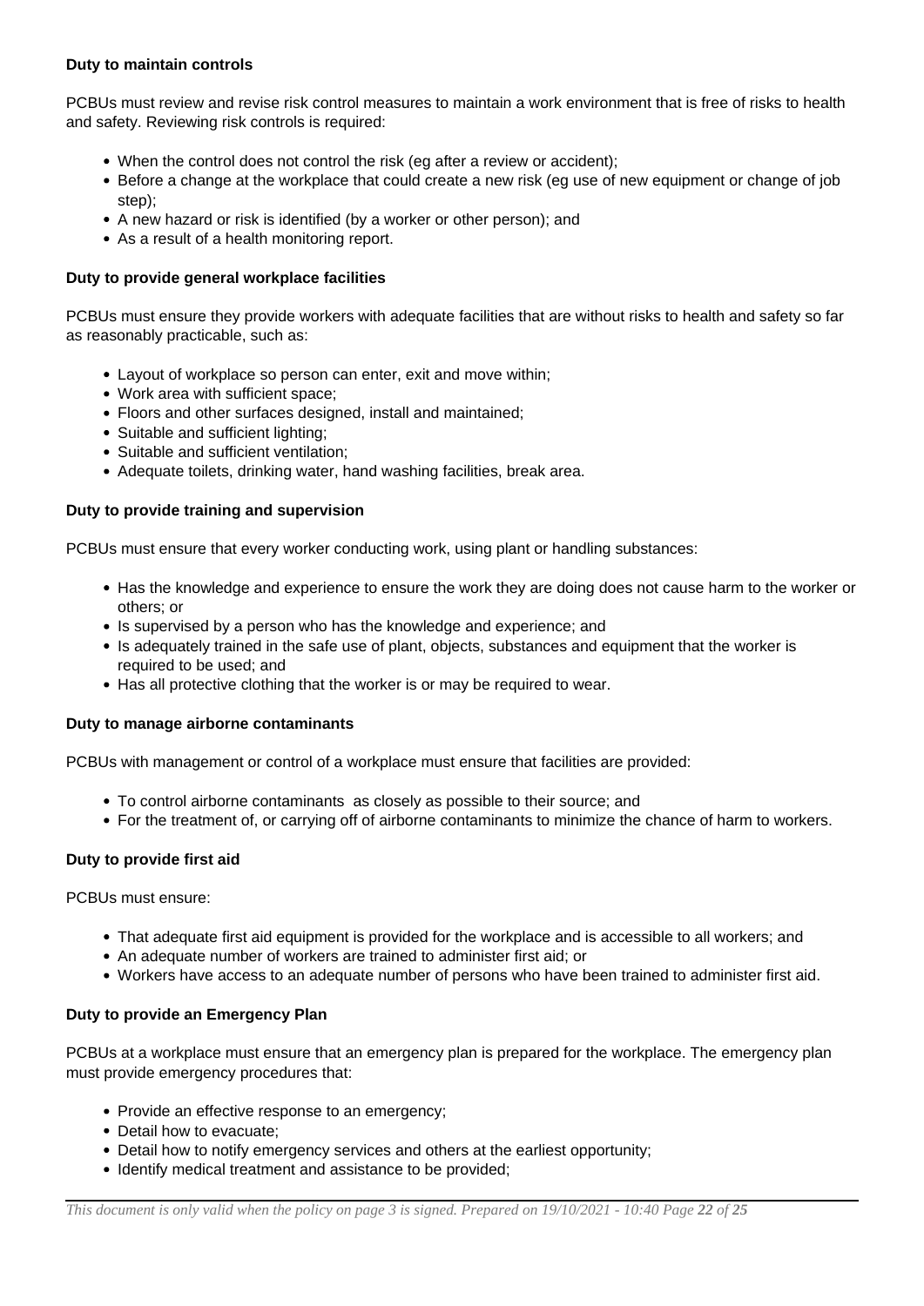**Duty to maintain controls**

PCBUs must review and revise risk control measures to maintain a work environment that is free of risks to health and safety. Reviewing risk controls is required:

- When the control does not control the risk (eg after a review or accident);
- Before a change at the workplace that could create a new risk (eg use of new equipment or change of job step);
- A new hazard or risk is identified (by a worker or other person); and
- As a result of a health monitoring report.

**Duty to provide general workplace facilities**

PCBUs must ensure they provide workers with adequate facilities that are without risks to health and safety so far as reasonably practicable, such as:

- Layout of workplace so person can enter, exit and move within;
- Work area with sufficient space;
- Floors and other surfaces designed, install and maintained;
- Suitable and sufficient lighting;
- Suitable and sufficient ventilation;
- Adequate toilets, drinking water, hand washing facilities, break area.

**Duty to provide training and supervision**

PCBUs must ensure that every worker conducting work, using plant or handling substances:

- Has the knowledge and experience to ensure the work they are doing does not cause harm to the worker or others; or
- Is supervised by a person who has the knowledge and experience; and
- Is adequately trained in the safe use of plant, objects, substances and equipment that the worker is required to be used; and
- Has all protective clothing that the worker is or may be required to wear.

**Duty to manage airborne contaminants**

PCBUs with management or control of a workplace must ensure that facilities are provided:

- To control airborne contaminants as closely as possible to their source; and
- For the treatment of, or carrying off of airborne contaminants to minimize the chance of harm to workers.

**Duty to provide first aid**

PCBUs must ensure:

- That adequate first aid equipment is provided for the workplace and is accessible to all workers; and
- An adequate number of workers are trained to administer first aid; or
- Workers have access to an adequate number of persons who have been trained to administer first aid.

**Duty to provide an Emergency Plan**

PCBUs at a workplace must ensure that an emergency plan is prepared for the workplace. The emergency plan must provide emergency procedures that:

- Provide an effective response to an emergency;
- Detail how to evacuate;
- Detail how to notify emergency services and others at the earliest opportunity;
- Identify medical treatment and assistance to be provided;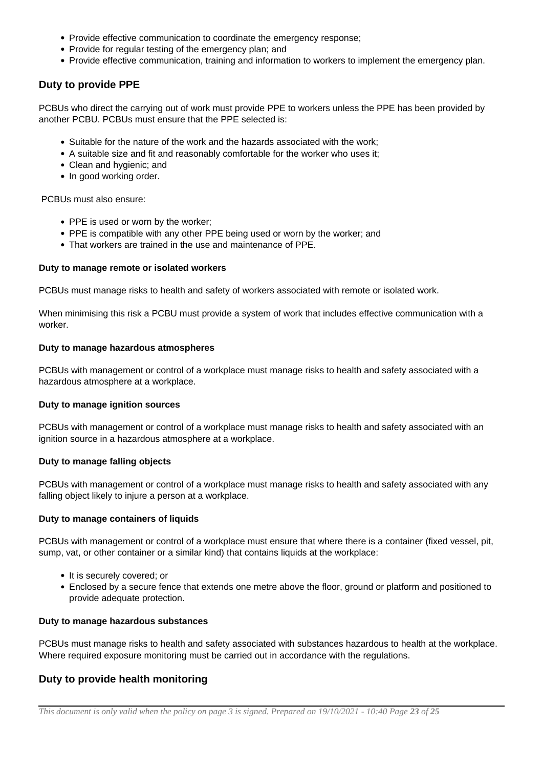- Provide effective communication to coordinate the emergency response;
- Provide for regular testing of the emergency plan; and
- Provide effective communication, training and information to workers to implement the emergency plan.

## Duty to provide PPE

PCBUs who direct the carrying out of work must provide PPE to workers unless the PPE has been provided by another PCBU. PCBUs must ensure that the PPE selected is:

- Suitable for the nature of the work and the hazards associated with the work;
- A suitable size and fit and reasonably comfortable for the worker who uses it;
- Clean and hygienic; and
- In good working order.

PCBUs must also ensure:

- PPE is used or worn by the worker;
- PPE is compatible with any other PPE being used or worn by the worker; and
- That workers are trained in the use and maintenance of PPE.

#### Duty to manage remote or isolated workers

PCBUs must manage risks to health and safety of workers associated with remote or isolated work.

When minimising this risk a PCBU must provide a system of work that includes effective communication with a worker.

#### Duty to manage hazardous atmospheres

PCBUs with management or control of a workplace must manage risks to health and safety associated with a hazardous atmosphere at a workplace.

#### Duty to manage ignition sources

PCBUs with management or control of a workplace must manage risks to health and safety associated with an ignition source in a hazardous atmosphere at a workplace.

#### Duty to manage falling objects

PCBUs with management or control of a workplace must manage risks to health and safety associated with any falling object likely to injure a person at a workplace.

#### Duty to manage containers of liquids

PCBUs with management or control of a workplace must ensure that where there is a container (fixed vessel, pit, sump, vat, or other container or a similar kind) that contains liquids at the workplace:

- It is securely covered; or
- Enclosed by a secure fence that extends one metre above the floor, ground or platform and positioned to provide adequate protection.

#### Duty to manage hazardous substances

PCBUs must manage risks to health and safety associated with substances hazardous to health at the workplace. Where required exposure monitoring must be carried out in accordance with the regulations.

## Duty to provide health monitoring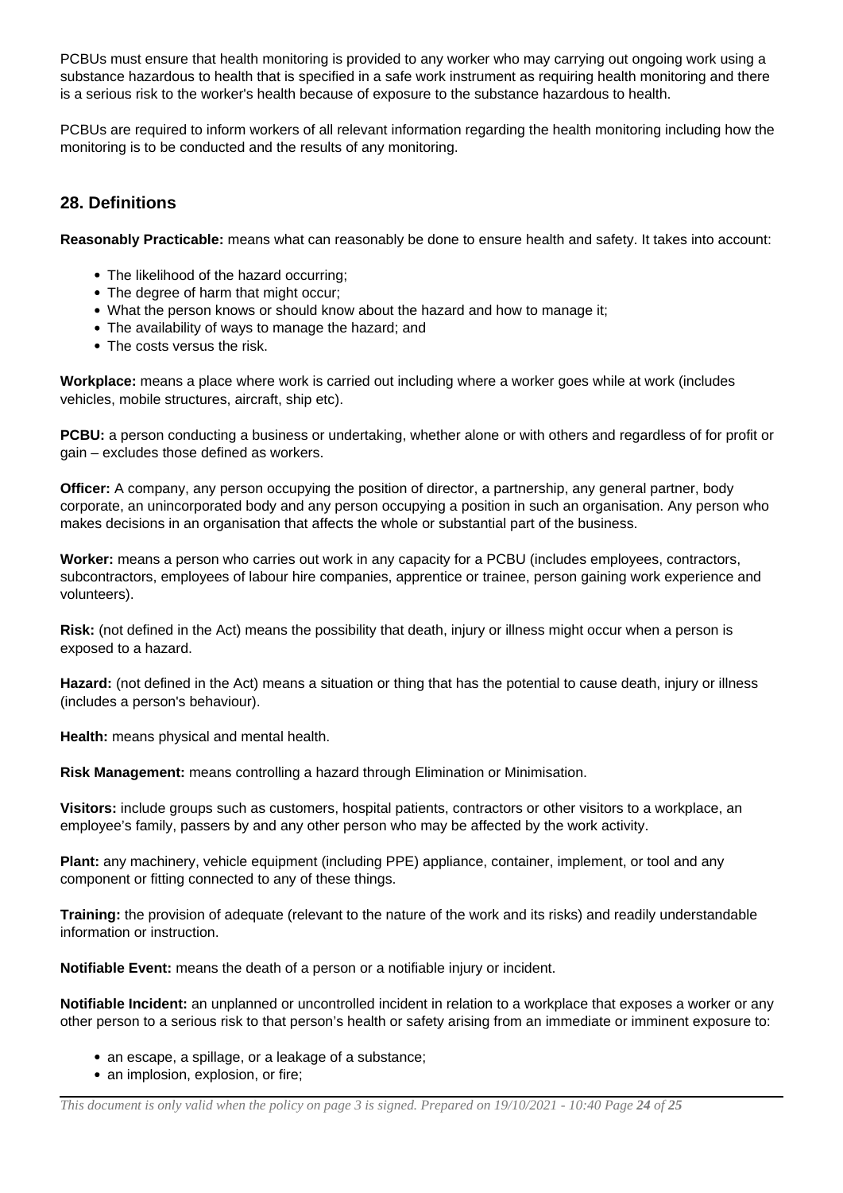PCBUs must ensure that health monitoring is provided to any worker who may carrying out ongoing work using a substance hazardous to health that is specified in a safe work instrument as requiring health monitoring and there is a serious risk to the worker's health because of exposure to the substance hazardous to health.

PCBUs are required to inform workers of all relevant information regarding the health monitoring including how the monitoring is to be conducted and the results of any monitoring.

## 28. Definitions

**Reasonably Practicable:** means what can reasonably be done to ensure health and safety. It takes into account:

- The likelihood of the hazard occurring;
- The degree of harm that might occur;
- What the person knows or should know about the hazard and how to manage it;
- The availability of ways to manage the hazard; and
- The costs versus the risk.

**Workplace:** means a place where work is carried out including where a worker goes while at work (includes vehicles, mobile structures, aircraft, ship etc).

**PCBU:** a person conducting a business or undertaking, whether alone or with others and regardless of for profit or gain – excludes those defined as workers.

**Officer:** A company, any person occupying the position of director, a partnership, any general partner, body corporate, an unincorporated body and any person occupying a position in such an organisation. Any person who makes decisions in an organisation that affects the whole or substantial part of the business.

**Worker:** means a person who carries out work in any capacity for a PCBU (includes employees, contractors, subcontractors, employees of labour hire companies, apprentice or trainee, person gaining work experience and volunteers).

**Risk:** (not defined in the Act) means the possibility that death, injury or illness might occur when a person is exposed to a hazard.

**Hazard:** (not defined in the Act) means a situation or thing that has the potential to cause death, injury or illness (includes a person's behaviour).

**Health:** means physical and mental health.

**Risk Management:** means controlling a hazard through Elimination or Minimisation.

**Visitors:** include groups such as customers, hospital patients, contractors or other visitors to a workplace, an employee's family, passers by and any other person who may be affected by the work activity.

**Plant:** any machinery, vehicle equipment (including PPE) appliance, container, implement, or tool and any component or fitting connected to any of these things.

**Training:** the provision of adequate (relevant to the nature of the work and its risks) and readily understandable information or instruction.

**Notifiable Event:** means the death of a person or a notifiable injury or incident.

**Notifiable Incident:** an unplanned or uncontrolled incident in relation to a workplace that exposes a worker or any other person to a serious risk to that person's health or safety arising from an immediate or imminent exposure to:

- an escape, a spillage, or a leakage of a substance;
- an implosion, explosion, or fire;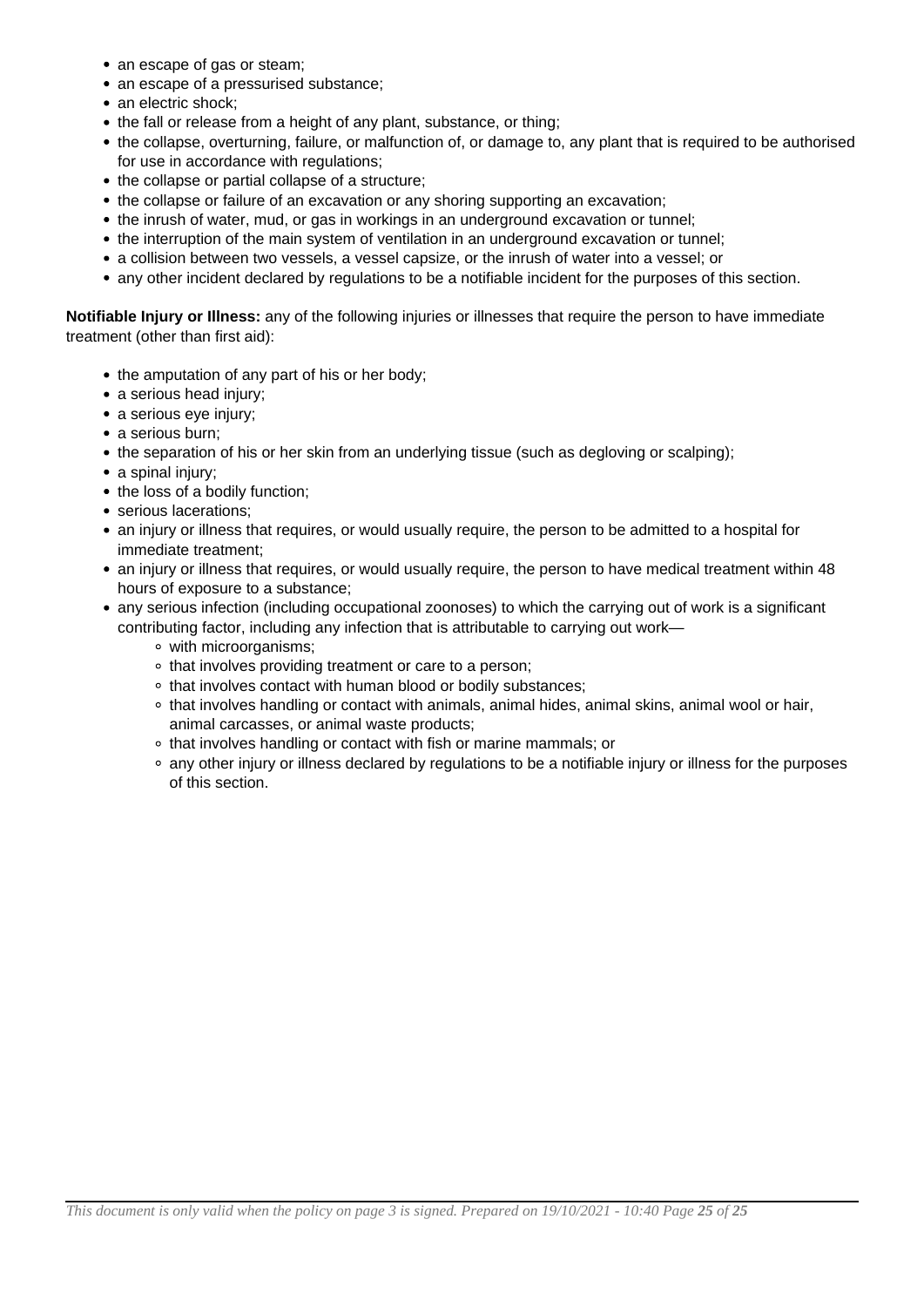- an escape of gas or steam;
- an escape of a pressurised substance;
- an electric shock;
- the fall or release from a height of any plant, substance, or thing;
- the collapse, overturning, failure, or malfunction of, or damage to, any plant that is required to be authorised for use in accordance with regulations;
- the collapse or partial collapse of a structure;
- the collapse or failure of an excavation or any shoring supporting an excavation;
- the inrush of water, mud, or gas in workings in an underground excavation or tunnel;
- the interruption of the main system of ventilation in an underground excavation or tunnel;
- a collision between two vessels, a vessel capsize, or the inrush of water into a vessel; or
- any other incident declared by regulations to be a notifiable incident for the purposes of this section.

**Notifiable Injury or Illness:** any of the following injuries or illnesses that require the person to have immediate treatment (other than first aid):

- the amputation of any part of his or her body;
- a serious head injury;
- a serious eye injury;
- a serious burn;
- the separation of his or her skin from an underlying tissue (such as degloving or scalping);
- a spinal injury;
- the loss of a bodily function;
- serious lacerations;
- an injury or illness that requires, or would usually require, the person to be admitted to a hospital for immediate treatment;
- an injury or illness that requires, or would usually require, the person to have medical treatment within 48 hours of exposure to a substance;
- any serious infection (including occupational zoonoses) to which the carrying out of work is a significant contributing factor, including any infection that is attributable to carrying out work—
  - with microorganisms;
  - that involves providing treatment or care to a person;
  - that involves contact with human blood or bodily substances;
  - that involves handling or contact with animals, animal hides, animal skins, animal wool or hair, animal carcasses, or animal waste products;
  - that involves handling or contact with fish or marine mammals; or
  - any other injury or illness declared by regulations to be a notifiable injury or illness for the purposes of this section.

*This document is only valid when the policy on page 3 is signed. Prepared on 19/10/2021 - 10:40*